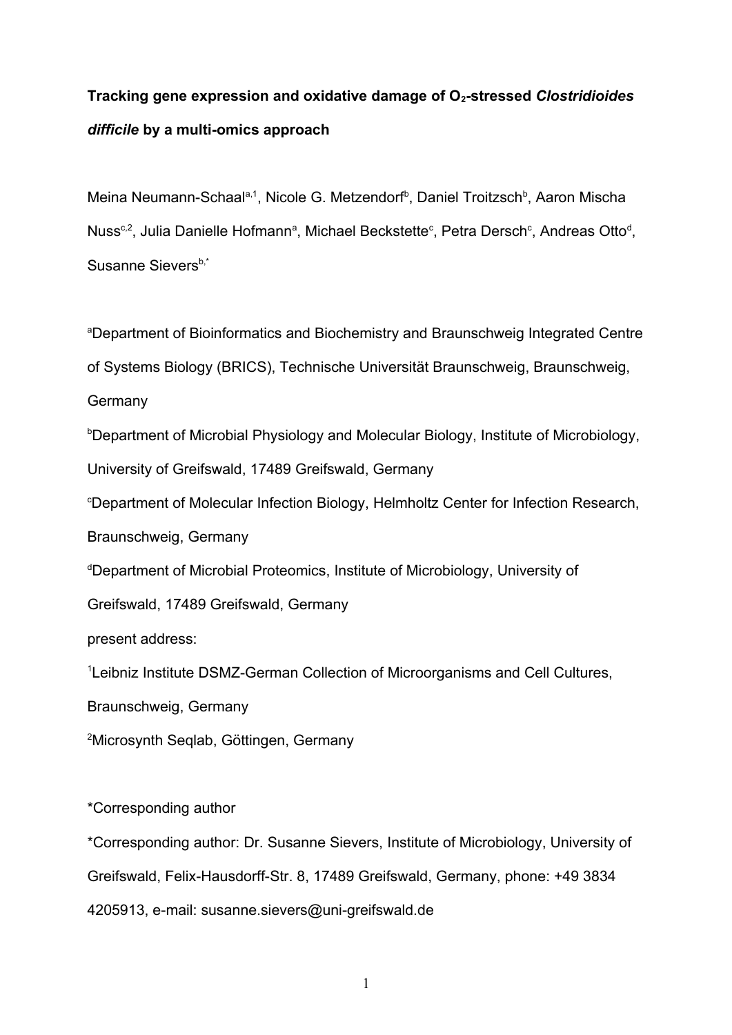**Tracking gene expression and oxidative damage of $O_2$-stressed *Clostridioides difficile* by a multi-omics approach**

Meina Neumann-Schaal[a,1], Nicole G. Metzendorf[b], Daniel Troitzsch[b], Aaron Mischa Nuss[c,2], Julia Danielle Hofmann[a], Michael Beckstette[c], Petra Dersch[c], Andreas Otto[d], Susanne Sievers[b,*]

[a]Department of Bioinformatics and Biochemistry and Braunschweig Integrated Centre of Systems Biology (BRICS), Technische Universität Braunschweig, Braunschweig, Germany

[b]Department of Microbial Physiology and Molecular Biology, Institute of Microbiology, University of Greifswald, 17489 Greifswald, Germany

[c]Department of Molecular Infection Biology, Helmholtz Center for Infection Research, Braunschweig, Germany

[d]Department of Microbial Proteomics, Institute of Microbiology, University of Greifswald, 17489 Greifswald, Germany

present address:

[1]Leibniz Institute DSMZ-German Collection of Microorganisms and Cell Cultures, Braunschweig, Germany

[2]Microsynth Seqlab, Göttingen, Germany

*Corresponding author

*Corresponding author: Dr. Susanne Sievers, Institute of Microbiology, University of Greifswald, Felix-Hausdorff-Str. 8, 17489 Greifswald, Germany, phone: +49 3834 4205913, e-mail: susanne.sievers@uni-greifswald.de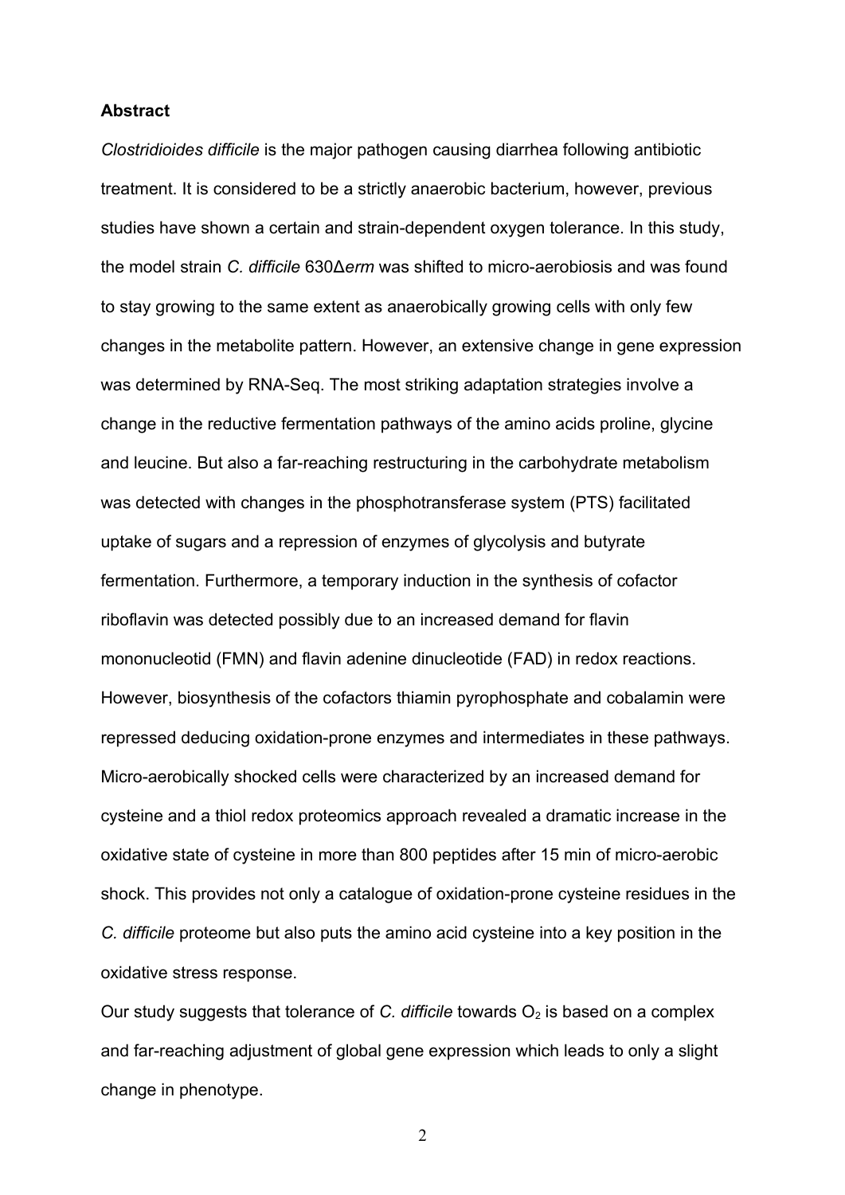**Abstract**

*Clostridioides difficile* is the major pathogen causing diarrhea following antibiotic treatment. It is considered to be a strictly anaerobic bacterium, however, previous studies have shown a certain and strain-dependent oxygen tolerance. In this study, the model strain *C. difficile* 630Δ*erm* was shifted to micro-aerobiosis and was found to stay growing to the same extent as anaerobically growing cells with only few changes in the metabolite pattern. However, an extensive change in gene expression was determined by RNA-Seq. The most striking adaptation strategies involve a change in the reductive fermentation pathways of the amino acids proline, glycine and leucine. But also a far-reaching restructuring in the carbohydrate metabolism was detected with changes in the phosphotransferase system (PTS) facilitated uptake of sugars and a repression of enzymes of glycolysis and butyrate fermentation. Furthermore, a temporary induction in the synthesis of cofactor riboflavin was detected possibly due to an increased demand for flavin mononucleotid (FMN) and flavin adenine dinucleotide (FAD) in redox reactions. However, biosynthesis of the cofactors thiamin pyrophosphate and cobalamin were repressed deducing oxidation-prone enzymes and intermediates in these pathways. Micro-aerobically shocked cells were characterized by an increased demand for cysteine and a thiol redox proteomics approach revealed a dramatic increase in the oxidative state of cysteine in more than 800 peptides after 15 min of micro-aerobic shock. This provides not only a catalogue of oxidation-prone cysteine residues in the *C. difficile* proteome but also puts the amino acid cysteine into a key position in the oxidative stress response.

Our study suggests that tolerance of *C. difficile* towards $O_2$ is based on a complex and far-reaching adjustment of global gene expression which leads to only a slight change in phenotype.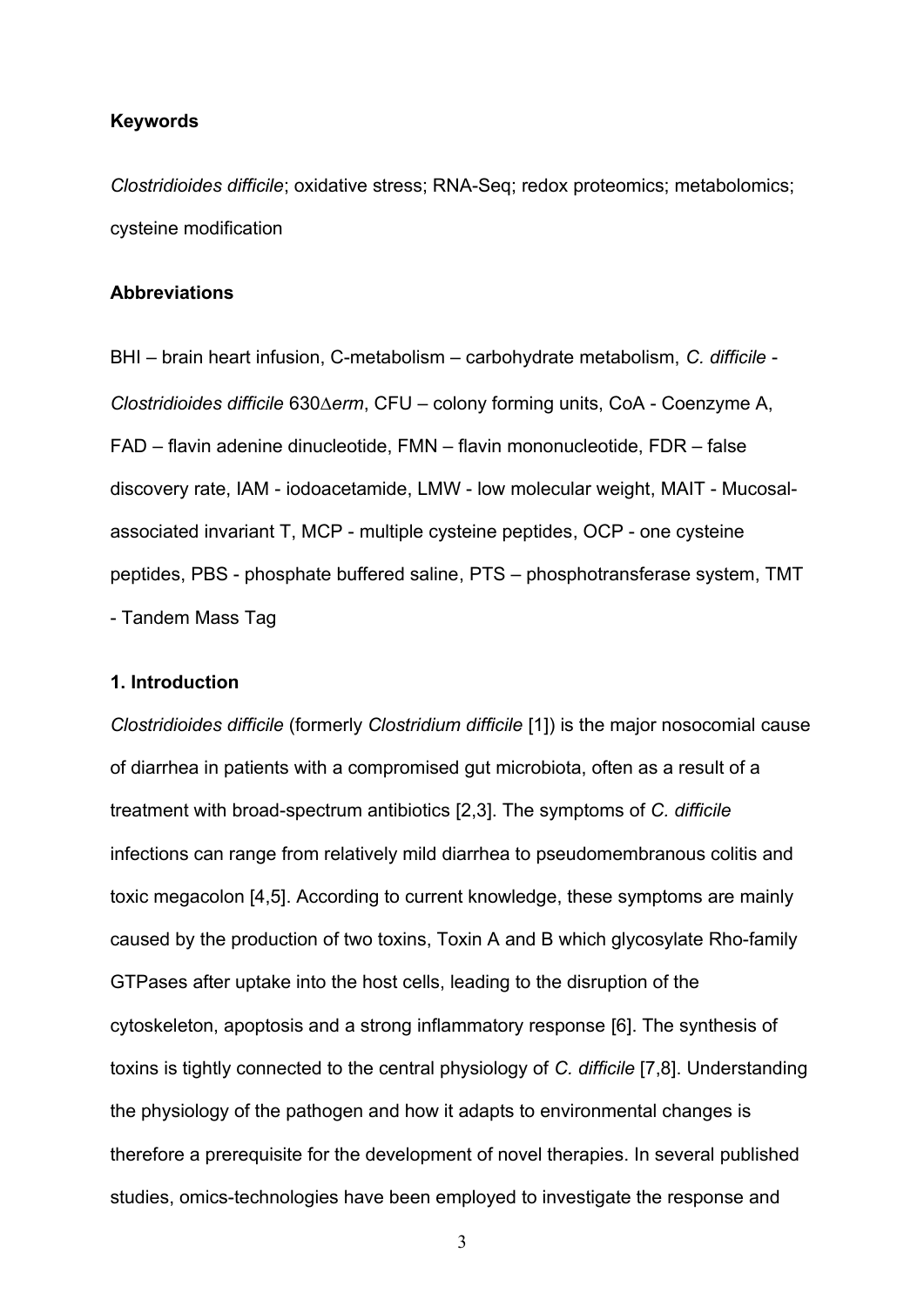**Keywords**

*Clostridioides difficile*; oxidative stress; RNA-Seq; redox proteomics; metabolomics; cysteine modification

**Abbreviations**

BHI – brain heart infusion, C-metabolism – carbohydrate metabolism, *C. difficile* - *Clostridioides difficile* 630$\Delta$*erm*, CFU – colony forming units, CoA - Coenzyme A, FAD – flavin adenine dinucleotide, FMN – flavin mononucleotide, FDR – false discovery rate, IAM - iodoacetamide, LMW - low molecular weight, MAIT - Mucosal-associated invariant T, MCP - multiple cysteine peptides, OCP - one cysteine peptides, PBS - phosphate buffered saline, PTS – phosphotransferase system, TMT - Tandem Mass Tag

## 1. Introduction

*Clostridioides difficile* (formerly *Clostridium difficile* [1]) is the major nosocomial cause of diarrhea in patients with a compromised gut microbiota, often as a result of a treatment with broad-spectrum antibiotics [2,3]. The symptoms of *C. difficile* infections can range from relatively mild diarrhea to pseudomembranous colitis and toxic megacolon [4,5]. According to current knowledge, these symptoms are mainly caused by the production of two toxins, Toxin A and B which glycosylate Rho-family GTPases after uptake into the host cells, leading to the disruption of the cytoskeleton, apoptosis and a strong inflammatory response [6]. The synthesis of toxins is tightly connected to the central physiology of *C. difficile* [7,8]. Understanding the physiology of the pathogen and how it adapts to environmental changes is therefore a prerequisite for the development of novel therapies. In several published studies, omics-technologies have been employed to investigate the response and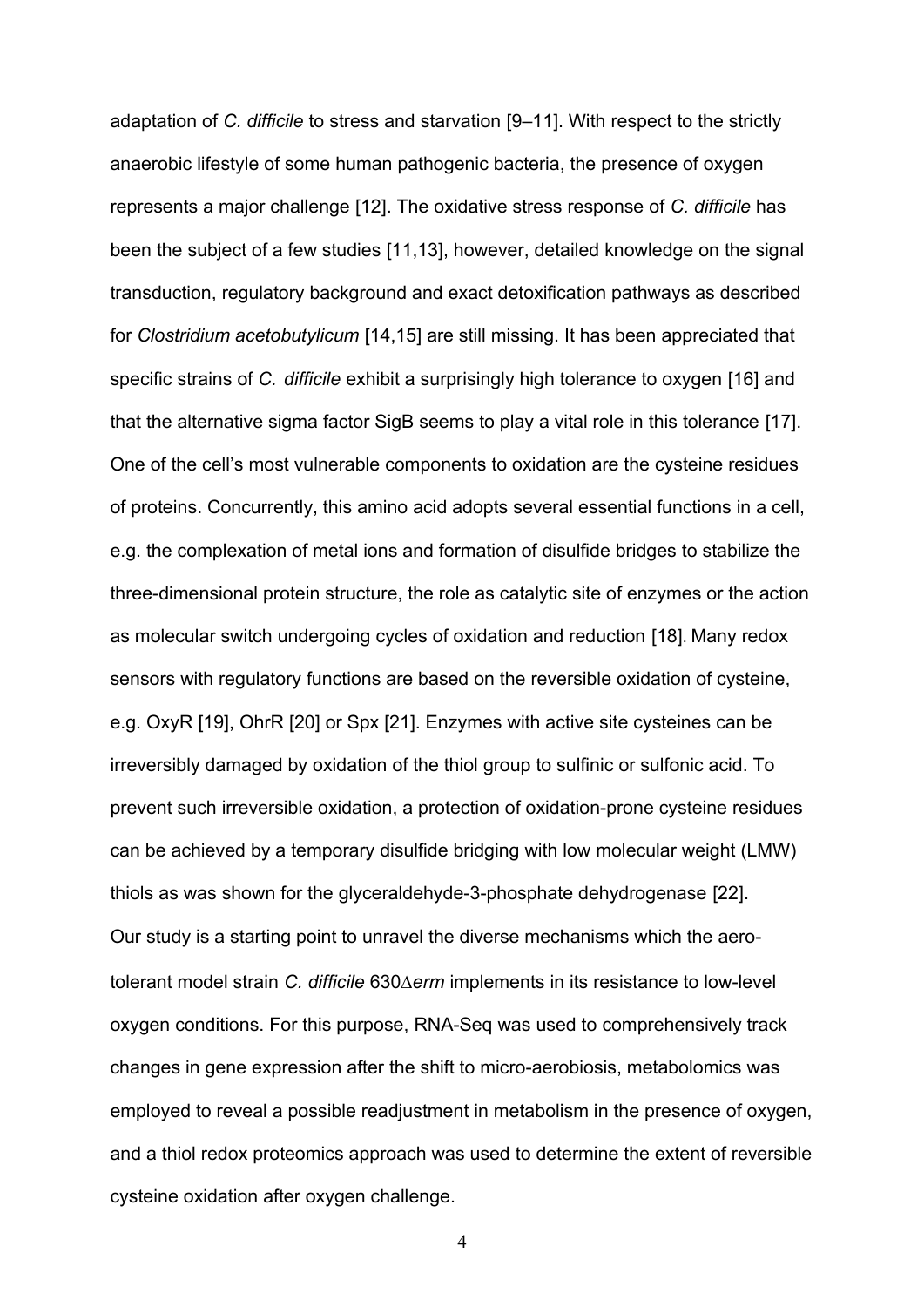adaptation of *C. difficile* to stress and starvation [9–11]. With respect to the strictly anaerobic lifestyle of some human pathogenic bacteria, the presence of oxygen represents a major challenge [12]. The oxidative stress response of *C. difficile* has been the subject of a few studies [11,13], however, detailed knowledge on the signal transduction, regulatory background and exact detoxification pathways as described for *Clostridium acetobutylicum* [14,15] are still missing. It has been appreciated that specific strains of *C. difficile* exhibit a surprisingly high tolerance to oxygen [16] and that the alternative sigma factor SigB seems to play a vital role in this tolerance [17]. One of the cell's most vulnerable components to oxidation are the cysteine residues of proteins. Concurrently, this amino acid adopts several essential functions in a cell, e.g. the complexation of metal ions and formation of disulfide bridges to stabilize the three-dimensional protein structure, the role as catalytic site of enzymes or the action as molecular switch undergoing cycles of oxidation and reduction [18]. Many redox sensors with regulatory functions are based on the reversible oxidation of cysteine, e.g. OxyR [19], OhrR [20] or Spx [21]. Enzymes with active site cysteines can be irreversibly damaged by oxidation of the thiol group to sulfinic or sulfonic acid. To prevent such irreversible oxidation, a protection of oxidation-prone cysteine residues can be achieved by a temporary disulfide bridging with low molecular weight (LMW) thiols as was shown for the glyceraldehyde-3-phosphate dehydrogenase [22].

Our study is a starting point to unravel the diverse mechanisms which the aero-tolerant model strain *C. difficile* 630Δ*erm* implements in its resistance to low-level oxygen conditions. For this purpose, RNA-Seq was used to comprehensively track changes in gene expression after the shift to micro-aerobiosis, metabolomics was employed to reveal a possible readjustment in metabolism in the presence of oxygen, and a thiol redox proteomics approach was used to determine the extent of reversible cysteine oxidation after oxygen challenge.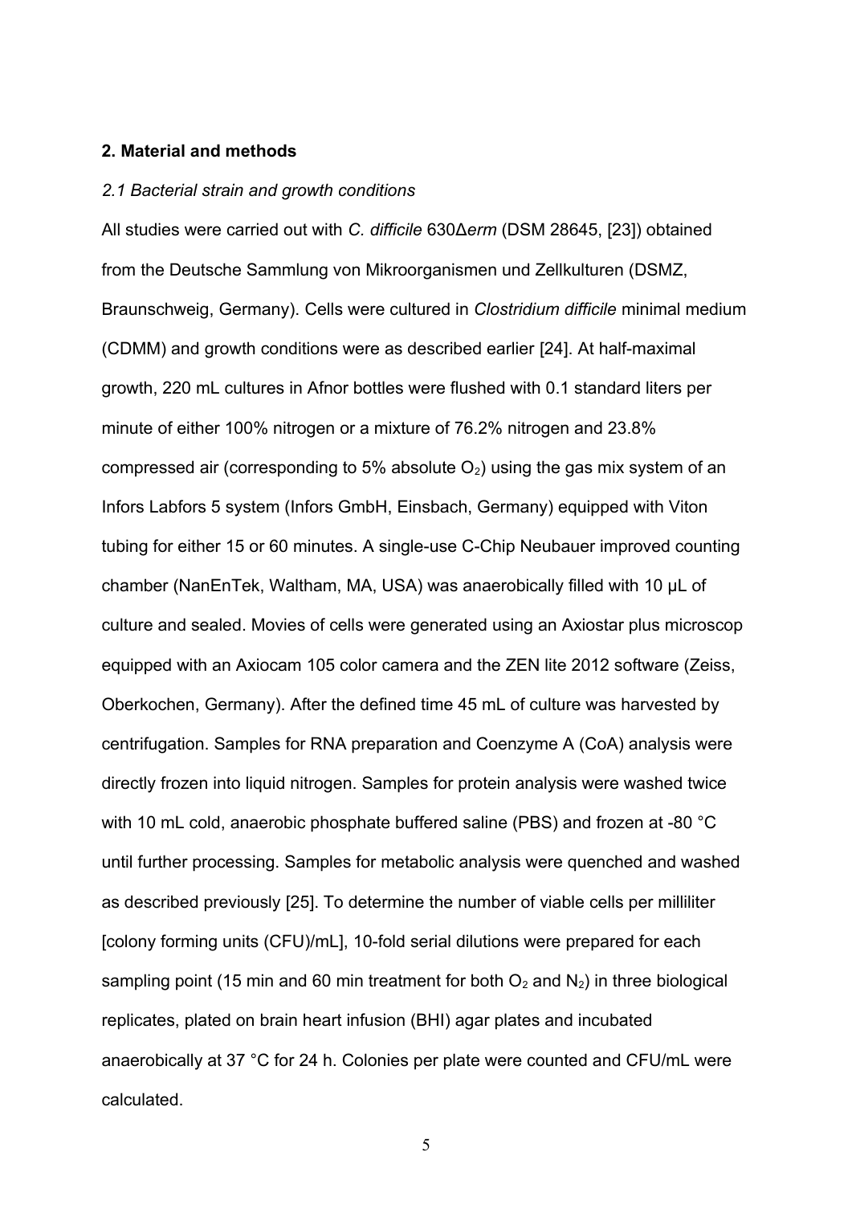## 2. Material and methods

### *2.1 Bacterial strain and growth conditions*

All studies were carried out with *C. difficile* 630Δ*erm* (DSM 28645, [23]) obtained from the Deutsche Sammlung von Mikroorganismen und Zellkulturen (DSMZ, Braunschweig, Germany). Cells were cultured in *Clostridium difficile* minimal medium (CDMM) and growth conditions were as described earlier [24]. At half-maximal growth, 220 mL cultures in Afnor bottles were flushed with 0.1 standard liters per minute of either 100% nitrogen or a mixture of 76.2% nitrogen and 23.8% compressed air (corresponding to 5% absolute $O_2$) using the gas mix system of an Infors Labfors 5 system (Infors GmbH, Einsbach, Germany) equipped with Viton tubing for either 15 or 60 minutes. A single-use C-Chip Neubauer improved counting chamber (NanEnTek, Waltham, MA, USA) was anaerobically filled with 10 µL of culture and sealed. Movies of cells were generated using an Axiostar plus microscop equipped with an Axiocam 105 color camera and the ZEN lite 2012 software (Zeiss, Oberkochen, Germany). After the defined time 45 mL of culture was harvested by centrifugation. Samples for RNA preparation and Coenzyme A (CoA) analysis were directly frozen into liquid nitrogen. Samples for protein analysis were washed twice with 10 mL cold, anaerobic phosphate buffered saline (PBS) and frozen at -80 °C until further processing. Samples for metabolic analysis were quenched and washed as described previously [25]. To determine the number of viable cells per milliliter [colony forming units (CFU)/mL], 10-fold serial dilutions were prepared for each sampling point (15 min and 60 min treatment for both $O_2$ and $N_2$) in three biological replicates, plated on brain heart infusion (BHI) agar plates and incubated anaerobically at 37 °C for 24 h. Colonies per plate were counted and CFU/mL were calculated.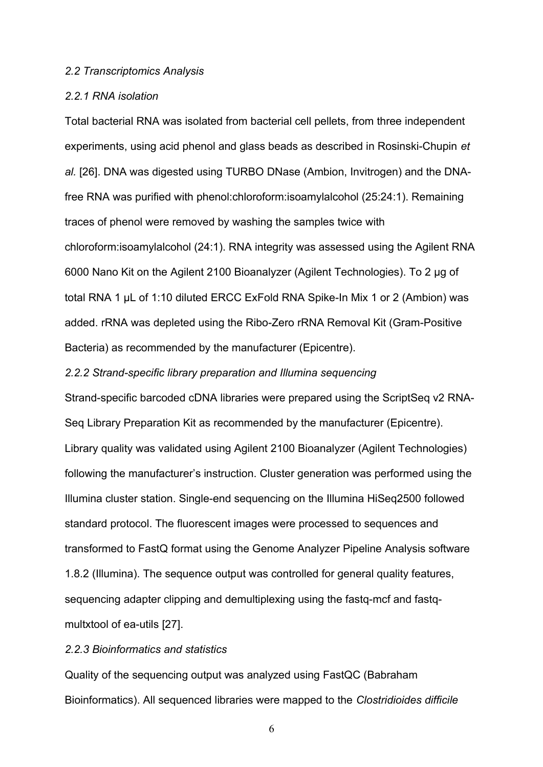### *2.2 Transcriptomics Analysis*

#### *2.2.1 RNA isolation*

Total bacterial RNA was isolated from bacterial cell pellets, from three independent experiments, using acid phenol and glass beads as described in Rosinski-Chupin *et al.* [26]. DNA was digested using TURBO DNase (Ambion, Invitrogen) and the DNA-free RNA was purified with phenol:chloroform:isoamylalcohol (25:24:1). Remaining traces of phenol were removed by washing the samples twice with chloroform:isoamylalcohol (24:1). RNA integrity was assessed using the Agilent RNA 6000 Nano Kit on the Agilent 2100 Bioanalyzer (Agilent Technologies). To 2 µg of total RNA 1 µL of 1:10 diluted ERCC ExFold RNA Spike-In Mix 1 or 2 (Ambion) was added. rRNA was depleted using the Ribo-Zero rRNA Removal Kit (Gram-Positive Bacteria) as recommended by the manufacturer (Epicentre).

#### *2.2.2 Strand-specific library preparation and Illumina sequencing*

Strand-specific barcoded cDNA libraries were prepared using the ScriptSeq v2 RNA-Seq Library Preparation Kit as recommended by the manufacturer (Epicentre). Library quality was validated using Agilent 2100 Bioanalyzer (Agilent Technologies) following the manufacturer's instruction. Cluster generation was performed using the Illumina cluster station. Single-end sequencing on the Illumina HiSeq2500 followed standard protocol. The fluorescent images were processed to sequences and transformed to FastQ format using the Genome Analyzer Pipeline Analysis software 1.8.2 (Illumina). The sequence output was controlled for general quality features, sequencing adapter clipping and demultiplexing using the fastq-mcf and fastq-multxtool of ea-utils [27].

#### *2.2.3 Bioinformatics and statistics*

Quality of the sequencing output was analyzed using FastQC (Babraham Bioinformatics). All sequenced libraries were mapped to the *Clostridioides difficile*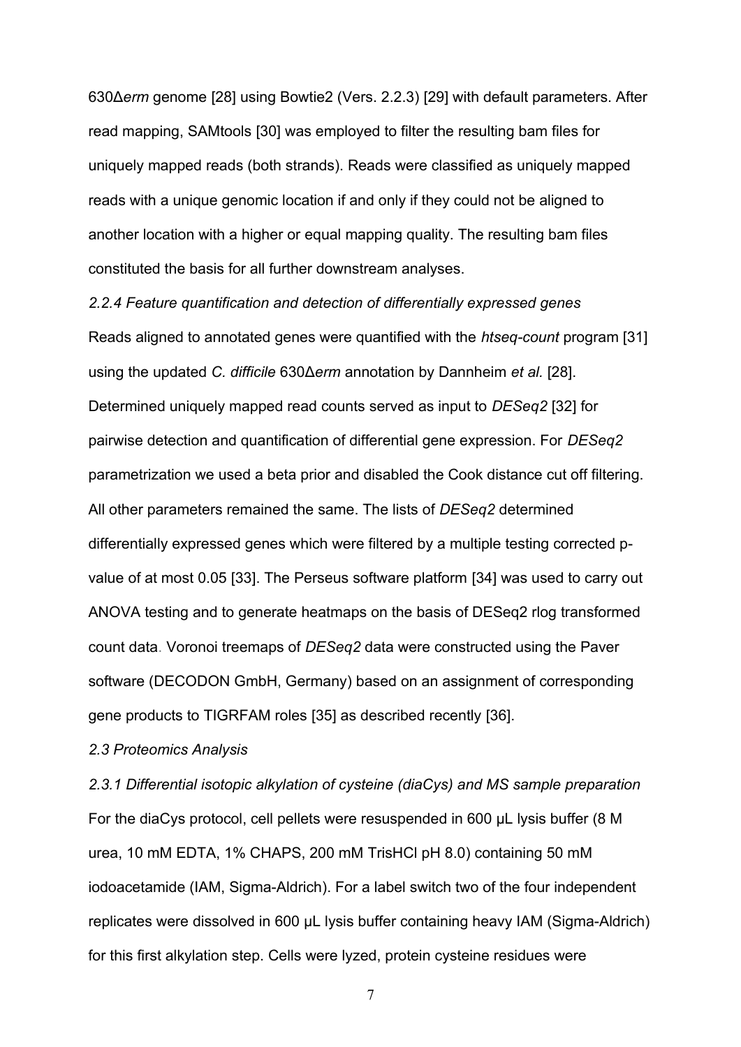630Δ*erm* genome [28] using Bowtie2 (Vers. 2.2.3) [29] with default parameters. After read mapping, SAMtools [30] was employed to filter the resulting bam files for uniquely mapped reads (both strands). Reads were classified as uniquely mapped reads with a unique genomic location if and only if they could not be aligned to another location with a higher or equal mapping quality. The resulting bam files constituted the basis for all further downstream analyses.

*2.2.4 Feature quantification and detection of differentially expressed genes*

Reads aligned to annotated genes were quantified with the *htseq-count* program [31] using the updated *C. difficile* 630Δ*erm* annotation by Dannheim *et al.* [28]. Determined uniquely mapped read counts served as input to *DESeq2* [32] for pairwise detection and quantification of differential gene expression. For *DESeq2* parametrization we used a beta prior and disabled the Cook distance cut off filtering. All other parameters remained the same. The lists of *DESeq2* determined differentially expressed genes which were filtered by a multiple testing corrected p-value of at most 0.05 [33]. The Perseus software platform [34] was used to carry out ANOVA testing and to generate heatmaps on the basis of DESeq2 rlog transformed count data. Voronoi treemaps of *DESeq2* data were constructed using the Paver software (DECODON GmbH, Germany) based on an assignment of corresponding gene products to TIGRFAM roles [35] as described recently [36].

*2.3 Proteomics Analysis*

*2.3.1 Differential isotopic alkylation of cysteine (diaCys) and MS sample preparation*

For the diaCys protocol, cell pellets were resuspended in 600 µL lysis buffer (8 M urea, 10 mM EDTA, 1% CHAPS, 200 mM TrisHCl pH 8.0) containing 50 mM iodoacetamide (IAM, Sigma-Aldrich). For a label switch two of the four independent replicates were dissolved in 600 µL lysis buffer containing heavy IAM (Sigma-Aldrich) for this first alkylation step. Cells were lyzed, protein cysteine residues were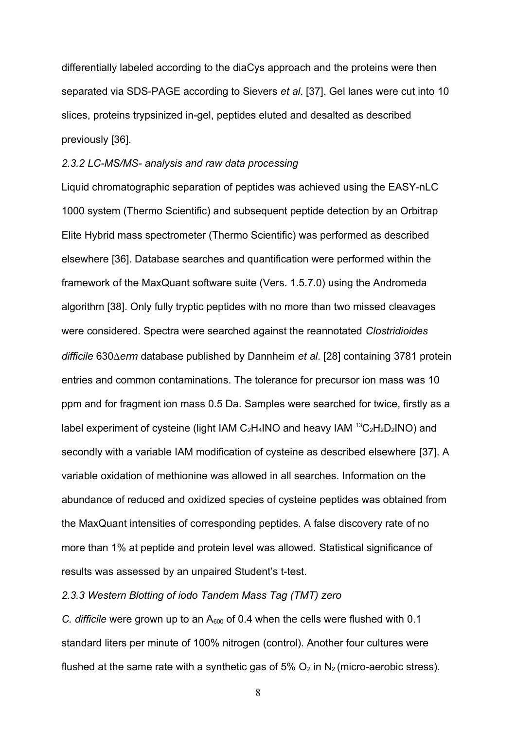differentially labeled according to the diaCys approach and the proteins were then separated via SDS-PAGE according to Sievers *et al*. [37]. Gel lanes were cut into 10 slices, proteins trypsinized in-gel, peptides eluted and desalted as described previously [36].

*2.3.2 LC-MS/MS- analysis and raw data processing*

Liquid chromatographic separation of peptides was achieved using the EASY-nLC 1000 system (Thermo Scientific) and subsequent peptide detection by an Orbitrap Elite Hybrid mass spectrometer (Thermo Scientific) was performed as described elsewhere [36]. Database searches and quantification were performed within the framework of the MaxQuant software suite (Vers. 1.5.7.0) using the Andromeda algorithm [38]. Only fully tryptic peptides with no more than two missed cleavages were considered. Spectra were searched against the reannotated *Clostridioides difficile* 630Δ*erm* database published by Dannheim *et al*. [28] containing 3781 protein entries and common contaminations. The tolerance for precursor ion mass was 10 ppm and for fragment ion mass 0.5 Da. Samples were searched for twice, firstly as a label experiment of cysteine (light IAM $C_2H_4INO$ and heavy IAM $^{13}C_2H_2D_2INO$) and secondly with a variable IAM modification of cysteine as described elsewhere [37]. A variable oxidation of methionine was allowed in all searches. Information on the abundance of reduced and oxidized species of cysteine peptides was obtained from the MaxQuant intensities of corresponding peptides. A false discovery rate of no more than 1% at peptide and protein level was allowed. Statistical significance of results was assessed by an unpaired Student's t-test.

*2.3.3 Western Blotting of iodo Tandem Mass Tag (TMT) zero*

*C. difficile* were grown up to an $A_{600}$ of 0.4 when the cells were flushed with 0.1 standard liters per minute of 100% nitrogen (control). Another four cultures were flushed at the same rate with a synthetic gas of 5% $O_2$ in $N_2$ (micro-aerobic stress).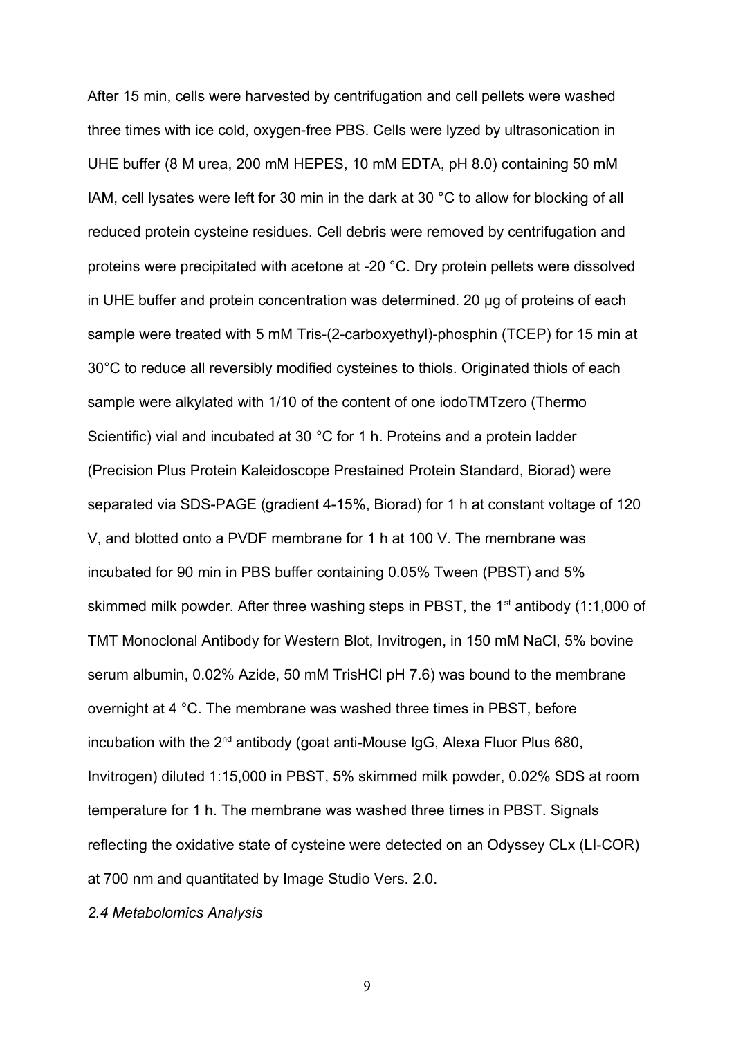After 15 min, cells were harvested by centrifugation and cell pellets were washed three times with ice cold, oxygen-free PBS. Cells were lyzed by ultrasonication in UHE buffer (8 M urea, 200 mM HEPES, 10 mM EDTA, pH 8.0) containing 50 mM IAM, cell lysates were left for 30 min in the dark at 30 °C to allow for blocking of all reduced protein cysteine residues. Cell debris were removed by centrifugation and proteins were precipitated with acetone at -20 °C. Dry protein pellets were dissolved in UHE buffer and protein concentration was determined. 20 µg of proteins of each sample were treated with 5 mM Tris-(2-carboxyethyl)-phosphin (TCEP) for 15 min at 30°C to reduce all reversibly modified cysteines to thiols. Originated thiols of each sample were alkylated with 1/10 of the content of one iodoTMTzero (Thermo Scientific) vial and incubated at 30 °C for 1 h. Proteins and a protein ladder (Precision Plus Protein Kaleidoscope Prestained Protein Standard, Biorad) were separated via SDS-PAGE (gradient 4-15%, Biorad) for 1 h at constant voltage of 120 V, and blotted onto a PVDF membrane for 1 h at 100 V. The membrane was incubated for 90 min in PBS buffer containing 0.05% Tween (PBST) and 5% skimmed milk powder. After three washing steps in PBST, the 1st antibody (1:1,000 of TMT Monoclonal Antibody for Western Blot, Invitrogen, in 150 mM NaCl, 5% bovine serum albumin, 0.02% Azide, 50 mM TrisHCl pH 7.6) was bound to the membrane overnight at 4 °C. The membrane was washed three times in PBST, before incubation with the 2nd antibody (goat anti-Mouse IgG, Alexa Fluor Plus 680, Invitrogen) diluted 1:15,000 in PBST, 5% skimmed milk powder, 0.02% SDS at room temperature for 1 h. The membrane was washed three times in PBST. Signals reflecting the oxidative state of cysteine were detected on an Odyssey CLx (LI-COR) at 700 nm and quantitated by Image Studio Vers. 2.0.

### *2.4 Metabolomics Analysis*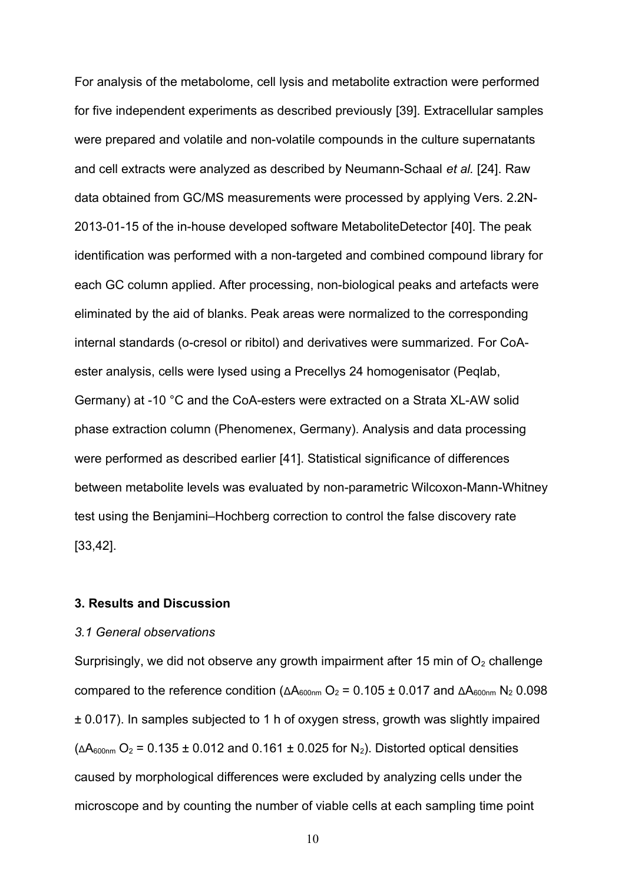For analysis of the metabolome, cell lysis and metabolite extraction were performed for five independent experiments as described previously [39]. Extracellular samples were prepared and volatile and non-volatile compounds in the culture supernatants and cell extracts were analyzed as described by Neumann-Schaal *et al.* [24]. Raw data obtained from GC/MS measurements were processed by applying Vers. 2.2N-2013-01-15 of the in-house developed software MetaboliteDetector [40]. The peak identification was performed with a non-targeted and combined compound library for each GC column applied. After processing, non-biological peaks and artefacts were eliminated by the aid of blanks. Peak areas were normalized to the corresponding internal standards (o-cresol or ribitol) and derivatives were summarized. For CoA-ester analysis, cells were lysed using a Precellys 24 homogenisator (Peqlab, Germany) at -10 °C and the CoA-esters were extracted on a Strata XL-AW solid phase extraction column (Phenomenex, Germany). Analysis and data processing were performed as described earlier [41]. Statistical significance of differences between metabolite levels was evaluated by non-parametric Wilcoxon-Mann-Whitney test using the Benjamini–Hochberg correction to control the false discovery rate [33,42].

## 3. Results and Discussion

### *3.1 General observations*

Surprisingly, we did not observe any growth impairment after 15 min of $O_2$ challenge compared to the reference condition ($\Delta A_{600nm}$ $O_2$ = 0.105 ± 0.017 and $\Delta A_{600nm}$ $N_2$ 0.098 ± 0.017). In samples subjected to 1 h of oxygen stress, growth was slightly impaired ($\Delta A_{600nm}$ $O_2$ = 0.135 ± 0.012 and 0.161 ± 0.025 for $N_2$). Distorted optical densities caused by morphological differences were excluded by analyzing cells under the microscope and by counting the number of viable cells at each sampling time point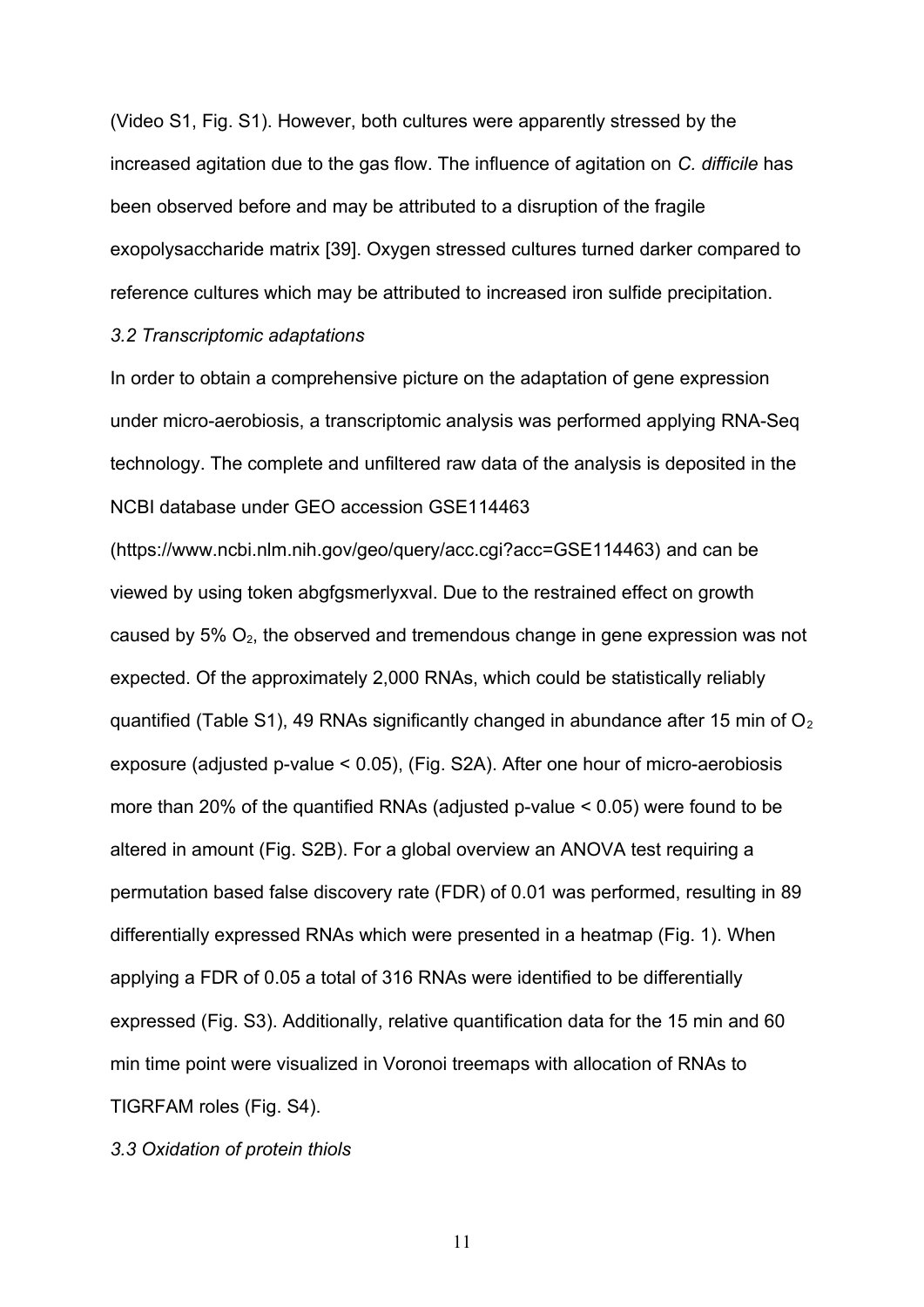(Video S1, Fig. S1). However, both cultures were apparently stressed by the increased agitation due to the gas flow. The influence of agitation on *C. difficile* has been observed before and may be attributed to a disruption of the fragile exopolysaccharide matrix [39]. Oxygen stressed cultures turned darker compared to reference cultures which may be attributed to increased iron sulfide precipitation.

### *3.2 Transcriptomic adaptations*

In order to obtain a comprehensive picture on the adaptation of gene expression under micro-aerobiosis, a transcriptomic analysis was performed applying RNA-Seq technology. The complete and unfiltered raw data of the analysis is deposited in the NCBI database under GEO accession GSE114463 (https://www.ncbi.nlm.nih.gov/geo/query/acc.cgi?acc=GSE114463) and can be viewed by using token abgfgsmerlyxval. Due to the restrained effect on growth caused by 5% $O_2$, the observed and tremendous change in gene expression was not expected. Of the approximately 2,000 RNAs, which could be statistically reliably quantified (Table S1), 49 RNAs significantly changed in abundance after 15 min of $O_2$ exposure (adjusted p-value < 0.05), (Fig. S2A). After one hour of micro-aerobiosis more than 20% of the quantified RNAs (adjusted p-value < 0.05) were found to be altered in amount (Fig. S2B). For a global overview an ANOVA test requiring a permutation based false discovery rate (FDR) of 0.01 was performed, resulting in 89 differentially expressed RNAs which were presented in a heatmap (Fig. 1). When applying a FDR of 0.05 a total of 316 RNAs were identified to be differentially expressed (Fig. S3). Additionally, relative quantification data for the 15 min and 60 min time point were visualized in Voronoi treemaps with allocation of RNAs to TIGRFAM roles (Fig. S4).

### *3.3 Oxidation of protein thiols*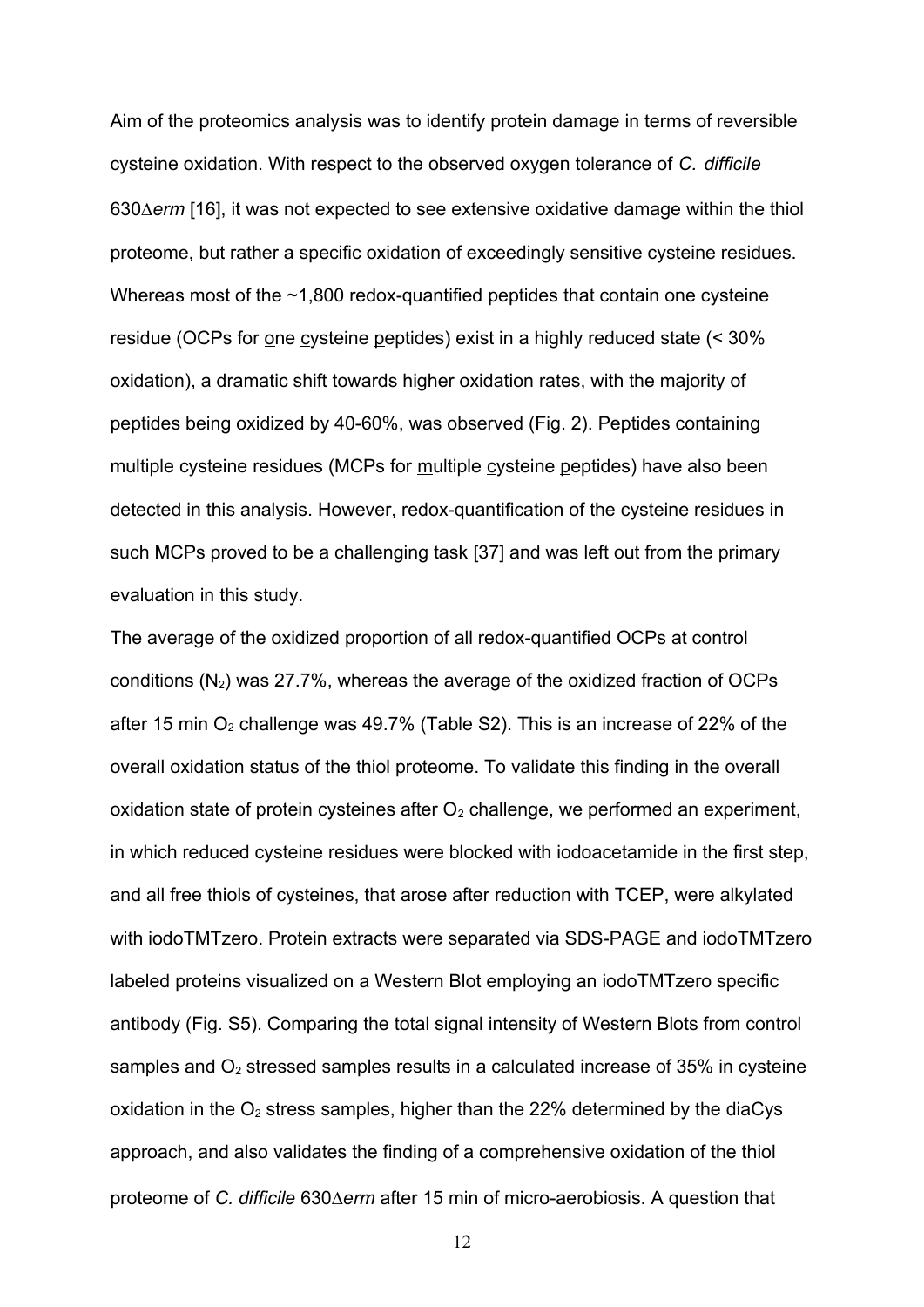Aim of the proteomics analysis was to identify protein damage in terms of reversible cysteine oxidation. With respect to the observed oxygen tolerance of *C. difficile* 630Δ*erm* [16], it was not expected to see extensive oxidative damage within the thiol proteome, but rather a specific oxidation of exceedingly sensitive cysteine residues. Whereas most of the ~1,800 redox-quantified peptides that contain one cysteine residue (OCPs for one cysteine peptides) exist in a highly reduced state (< 30% oxidation), a dramatic shift towards higher oxidation rates, with the majority of peptides being oxidized by 40-60%, was observed (Fig. 2). Peptides containing multiple cysteine residues (MCPs for multiple cysteine peptides) have also been detected in this analysis. However, redox-quantification of the cysteine residues in such MCPs proved to be a challenging task [37] and was left out from the primary evaluation in this study.

The average of the oxidized proportion of all redox-quantified OCPs at control conditions ($N_2$) was 27.7%, whereas the average of the oxidized fraction of OCPs after 15 min $O_2$ challenge was 49.7% (Table S2). This is an increase of 22% of the overall oxidation status of the thiol proteome. To validate this finding in the overall oxidation state of protein cysteines after $O_2$ challenge, we performed an experiment, in which reduced cysteine residues were blocked with iodoacetamide in the first step, and all free thiols of cysteines, that arose after reduction with TCEP, were alkylated with iodoTMTzero. Protein extracts were separated via SDS-PAGE and iodoTMTzero labeled proteins visualized on a Western Blot employing an iodoTMTzero specific antibody (Fig. S5). Comparing the total signal intensity of Western Blots from control samples and $O_2$ stressed samples results in a calculated increase of 35% in cysteine oxidation in the $O_2$ stress samples, higher than the 22% determined by the diaCys approach, and also validates the finding of a comprehensive oxidation of the thiol proteome of *C. difficile* 630Δ*erm* after 15 min of micro-aerobiosis. A question that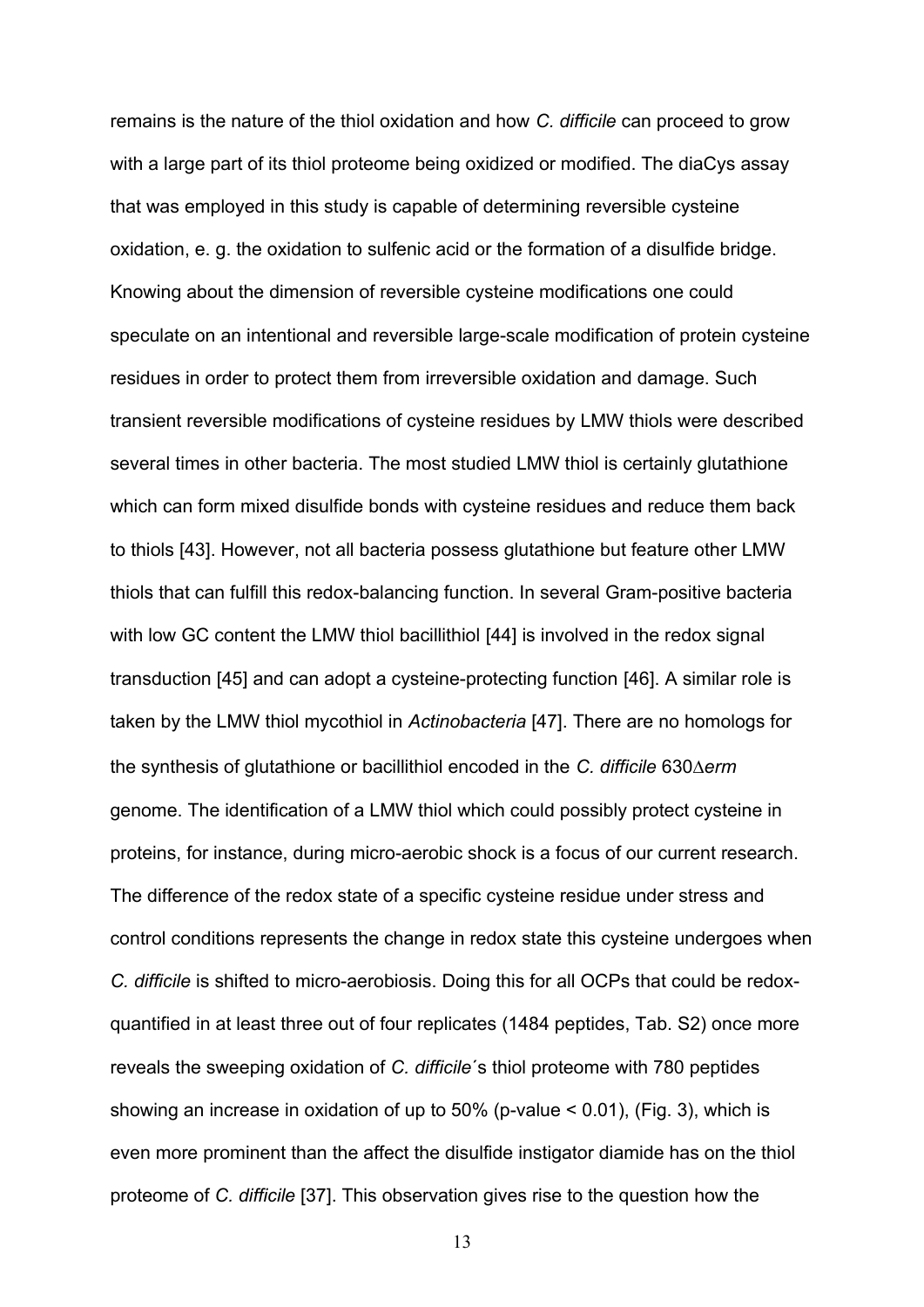remains is the nature of the thiol oxidation and how *C. difficile* can proceed to grow with a large part of its thiol proteome being oxidized or modified. The diaCys assay that was employed in this study is capable of determining reversible cysteine oxidation, e. g. the oxidation to sulfenic acid or the formation of a disulfide bridge. Knowing about the dimension of reversible cysteine modifications one could speculate on an intentional and reversible large-scale modification of protein cysteine residues in order to protect them from irreversible oxidation and damage. Such transient reversible modifications of cysteine residues by LMW thiols were described several times in other bacteria. The most studied LMW thiol is certainly glutathione which can form mixed disulfide bonds with cysteine residues and reduce them back to thiols [43]. However, not all bacteria possess glutathione but feature other LMW thiols that can fulfill this redox-balancing function. In several Gram-positive bacteria with low GC content the LMW thiol bacillithiol [44] is involved in the redox signal transduction [45] and can adopt a cysteine-protecting function [46]. A similar role is taken by the LMW thiol mycothiol in *Actinobacteria* [47]. There are no homologs for the synthesis of glutathione or bacillithiol encoded in the *C. difficile* 630Δ*erm* genome. The identification of a LMW thiol which could possibly protect cysteine in proteins, for instance, during micro-aerobic shock is a focus of our current research. The difference of the redox state of a specific cysteine residue under stress and control conditions represents the change in redox state this cysteine undergoes when *C. difficile* is shifted to micro-aerobiosis. Doing this for all OCPs that could be redox-quantified in at least three out of four replicates (1484 peptides, Tab. S2) once more reveals the sweeping oxidation of *C. difficile*´s thiol proteome with 780 peptides showing an increase in oxidation of up to 50% (p-value $< 0.01$), (Fig. 3), which is even more prominent than the affect the disulfide instigator diamide has on the thiol proteome of *C. difficile* [37]. This observation gives rise to the question how the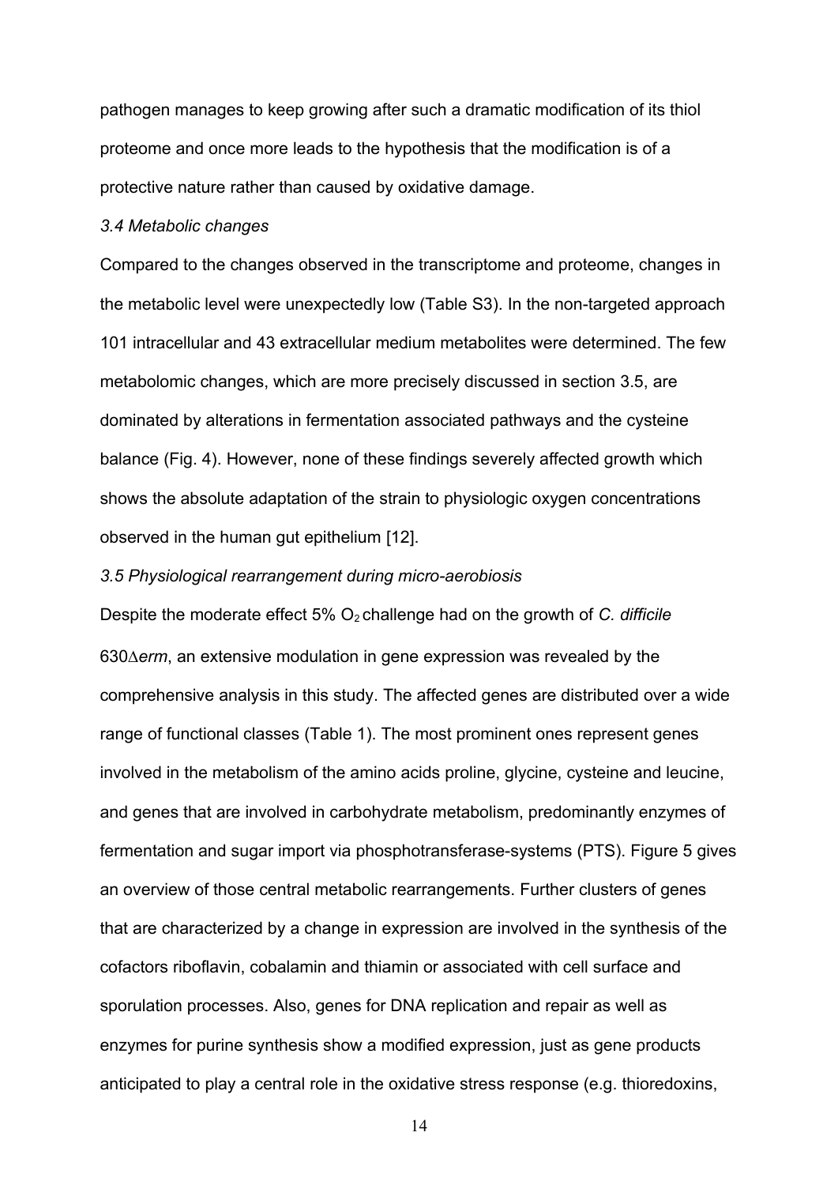pathogen manages to keep growing after such a dramatic modification of its thiol proteome and once more leads to the hypothesis that the modification is of a protective nature rather than caused by oxidative damage.

### *3.4 Metabolic changes*

Compared to the changes observed in the transcriptome and proteome, changes in the metabolic level were unexpectedly low (Table S3). In the non-targeted approach 101 intracellular and 43 extracellular medium metabolites were determined. The few metabolomic changes, which are more precisely discussed in section 3.5, are dominated by alterations in fermentation associated pathways and the cysteine balance (Fig. 4). However, none of these findings severely affected growth which shows the absolute adaptation of the strain to physiologic oxygen concentrations observed in the human gut epithelium [12].

### *3.5 Physiological rearrangement during micro-aerobiosis*

Despite the moderate effect 5% $O_2$ challenge had on the growth of *C. difficile* 630Δ*erm*, an extensive modulation in gene expression was revealed by the comprehensive analysis in this study. The affected genes are distributed over a wide range of functional classes (Table 1). The most prominent ones represent genes involved in the metabolism of the amino acids proline, glycine, cysteine and leucine, and genes that are involved in carbohydrate metabolism, predominantly enzymes of fermentation and sugar import via phosphotransferase-systems (PTS). Figure 5 gives an overview of those central metabolic rearrangements. Further clusters of genes that are characterized by a change in expression are involved in the synthesis of the cofactors riboflavin, cobalamin and thiamin or associated with cell surface and sporulation processes. Also, genes for DNA replication and repair as well as enzymes for purine synthesis show a modified expression, just as gene products anticipated to play a central role in the oxidative stress response (e.g. thioredoxins,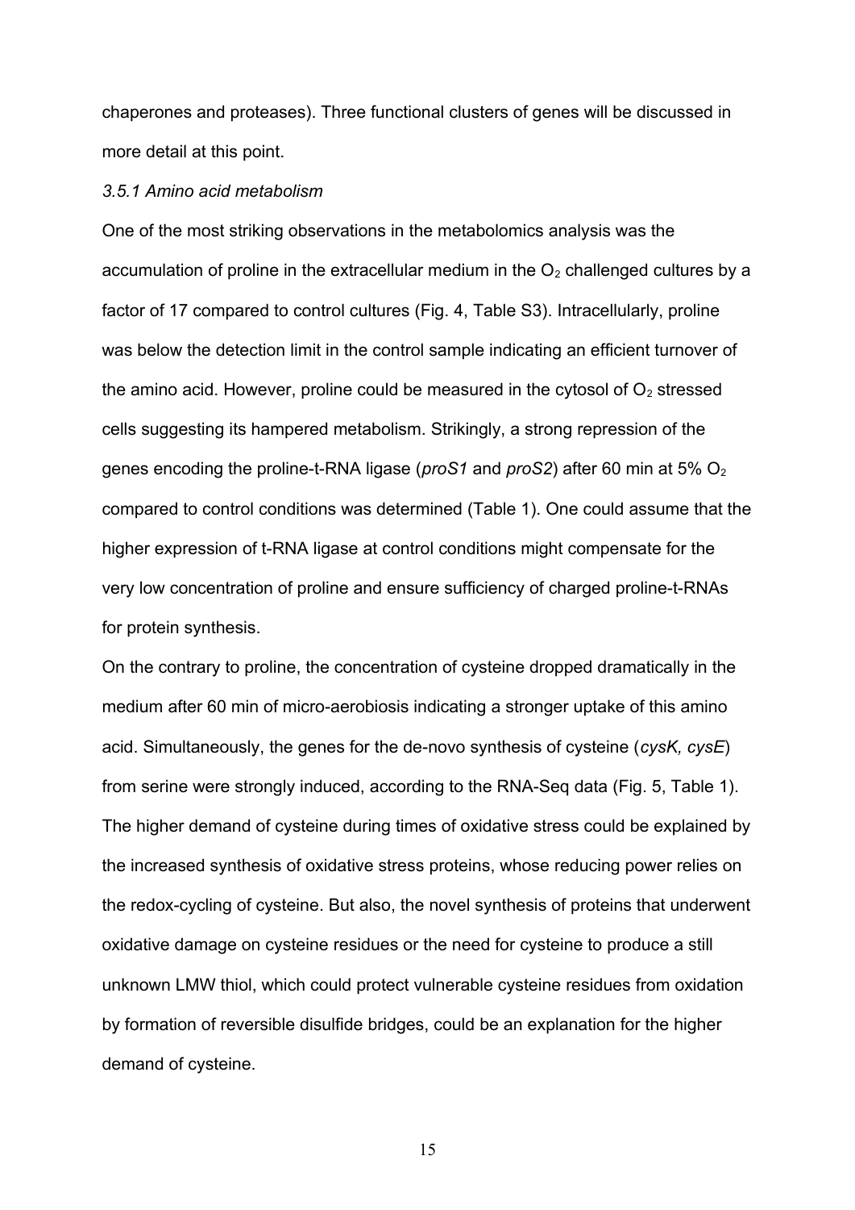chaperones and proteases). Three functional clusters of genes will be discussed in more detail at this point.

### *3.5.1 Amino acid metabolism*

One of the most striking observations in the metabolomics analysis was the accumulation of proline in the extracellular medium in the $O_2$ challenged cultures by a factor of 17 compared to control cultures (Fig. 4, Table S3). Intracellularly, proline was below the detection limit in the control sample indicating an efficient turnover of the amino acid. However, proline could be measured in the cytosol of $O_2$ stressed cells suggesting its hampered metabolism. Strikingly, a strong repression of the genes encoding the proline-t-RNA ligase (*proS1* and *proS2*) after 60 min at 5% $O_2$ compared to control conditions was determined (Table 1). One could assume that the higher expression of t-RNA ligase at control conditions might compensate for the very low concentration of proline and ensure sufficiency of charged proline-t-RNAs for protein synthesis.

On the contrary to proline, the concentration of cysteine dropped dramatically in the medium after 60 min of micro-aerobiosis indicating a stronger uptake of this amino acid. Simultaneously, the genes for the de-novo synthesis of cysteine (*cysK, cysE*) from serine were strongly induced, according to the RNA-Seq data (Fig. 5, Table 1). The higher demand of cysteine during times of oxidative stress could be explained by the increased synthesis of oxidative stress proteins, whose reducing power relies on the redox-cycling of cysteine. But also, the novel synthesis of proteins that underwent oxidative damage on cysteine residues or the need for cysteine to produce a still unknown LMW thiol, which could protect vulnerable cysteine residues from oxidation by formation of reversible disulfide bridges, could be an explanation for the higher demand of cysteine.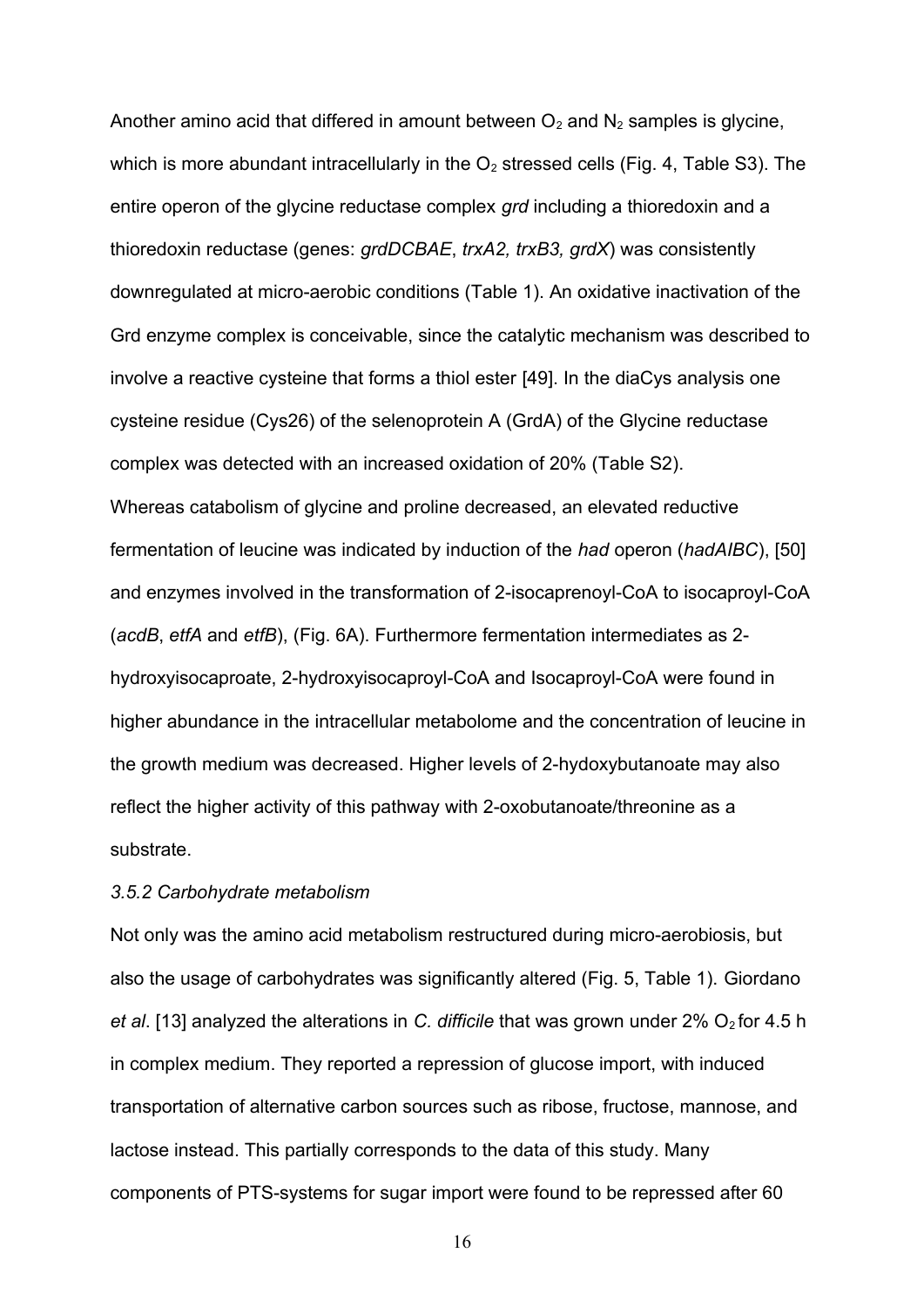Another amino acid that differed in amount between $O_2$ and $N_2$ samples is glycine, which is more abundant intracellularly in the $O_2$ stressed cells (Fig. 4, Table S3). The entire operon of the glycine reductase complex *grd* including a thioredoxin and a thioredoxin reductase (genes: *grdDCBAE*, *trxA2, trxB3, grdX*) was consistently downregulated at micro-aerobic conditions (Table 1). An oxidative inactivation of the Grd enzyme complex is conceivable, since the catalytic mechanism was described to involve a reactive cysteine that forms a thiol ester [49]. In the diaCys analysis one cysteine residue (Cys26) of the selenoprotein A (GrdA) of the Glycine reductase complex was detected with an increased oxidation of 20% (Table S2).

Whereas catabolism of glycine and proline decreased, an elevated reductive fermentation of leucine was indicated by induction of the *had* operon (*hadAIBC*), [50] and enzymes involved in the transformation of 2-isocaprenoyl-CoA to isocaproyl-CoA (*acdB*, *etfA* and *etfB*), (Fig. 6A). Furthermore fermentation intermediates as 2-hydroxyisocaproate, 2-hydroxyisocaproyl-CoA and Isocaproyl-CoA were found in higher abundance in the intracellular metabolome and the concentration of leucine in the growth medium was decreased. Higher levels of 2-hydoxybutanoate may also reflect the higher activity of this pathway with 2-oxobutanoate/threonine as a substrate.

*3.5.2 Carbohydrate metabolism*

Not only was the amino acid metabolism restructured during micro-aerobiosis, but also the usage of carbohydrates was significantly altered (Fig. 5, Table 1). Giordano *et al.* [13] analyzed the alterations in *C. difficile* that was grown under 2% $O_2$ for 4.5 h in complex medium. They reported a repression of glucose import, with induced transportation of alternative carbon sources such as ribose, fructose, mannose, and lactose instead. This partially corresponds to the data of this study. Many components of PTS-systems for sugar import were found to be repressed after 60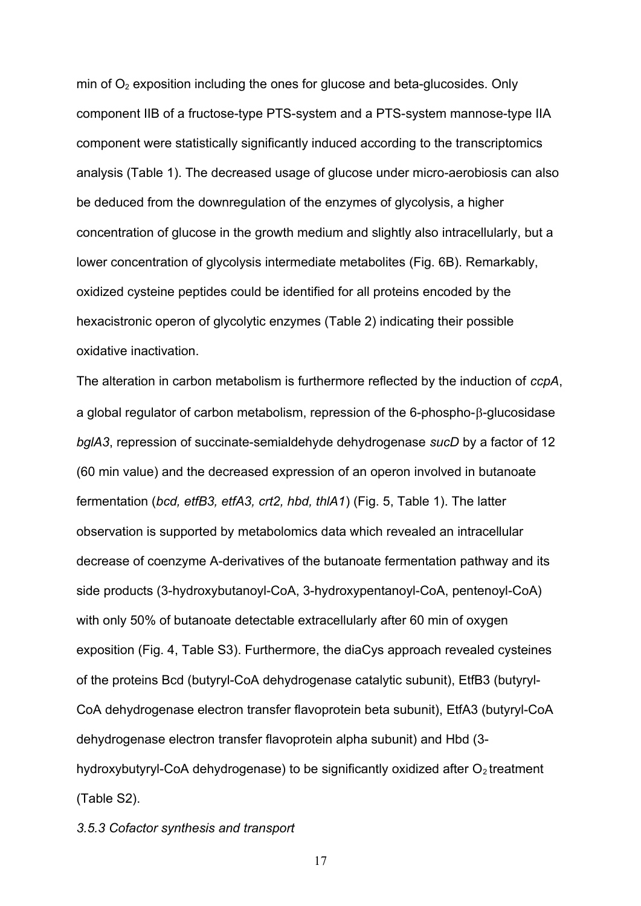min of $O_2$ exposition including the ones for glucose and beta-glucosides. Only component IIB of a fructose-type PTS-system and a PTS-system mannose-type IIA component were statistically significantly induced according to the transcriptomics analysis (Table 1). The decreased usage of glucose under micro-aerobiosis can also be deduced from the downregulation of the enzymes of glycolysis, a higher concentration of glucose in the growth medium and slightly also intracellularly, but a lower concentration of glycolysis intermediate metabolites (Fig. 6B). Remarkably, oxidized cysteine peptides could be identified for all proteins encoded by the hexacistronic operon of glycolytic enzymes (Table 2) indicating their possible oxidative inactivation.

The alteration in carbon metabolism is furthermore reflected by the induction of *ccpA*, a global regulator of carbon metabolism, repression of the 6-phospho-$\beta$-glucosidase *bglA3*, repression of succinate-semialdehyde dehydrogenase *sucD* by a factor of 12 (60 min value) and the decreased expression of an operon involved in butanoate fermentation (*bcd, etfB3, etfA3, crt2, hbd, thlA1*) (Fig. 5, Table 1). The latter observation is supported by metabolomics data which revealed an intracellular decrease of coenzyme A-derivatives of the butanoate fermentation pathway and its side products (3-hydroxybutanoyl-CoA, 3-hydroxypentanoyl-CoA, pentenoyl-CoA) with only 50% of butanoate detectable extracellularly after 60 min of oxygen exposition (Fig. 4, Table S3). Furthermore, the diaCys approach revealed cysteines of the proteins Bcd (butyryl-CoA dehydrogenase catalytic subunit), EtfB3 (butyryl-CoA dehydrogenase electron transfer flavoprotein beta subunit), EtfA3 (butyryl-CoA dehydrogenase electron transfer flavoprotein alpha subunit) and Hbd (3-hydroxybutyryl-CoA dehydrogenase) to be significantly oxidized after $O_2$ treatment (Table S2).

*3.5.3 Cofactor synthesis and transport*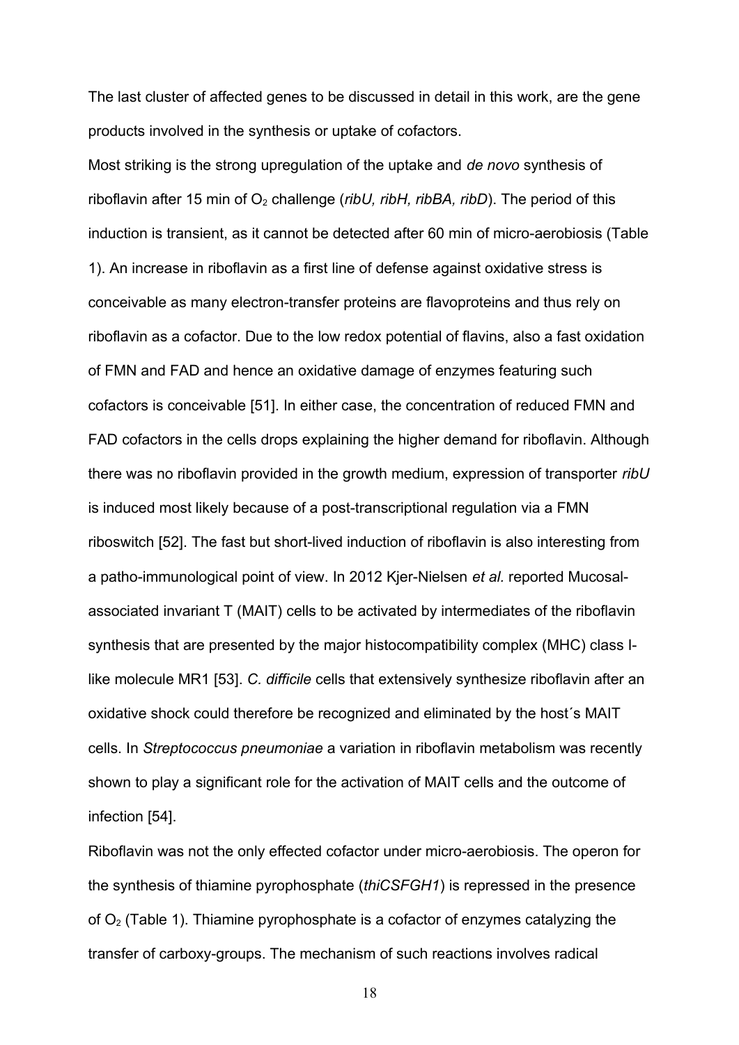The last cluster of affected genes to be discussed in detail in this work, are the gene products involved in the synthesis or uptake of cofactors.

Most striking is the strong upregulation of the uptake and *de novo* synthesis of riboflavin after 15 min of $O_2$ challenge (*ribU, ribH, ribBA, ribD*). The period of this induction is transient, as it cannot be detected after 60 min of micro-aerobiosis (Table 1). An increase in riboflavin as a first line of defense against oxidative stress is conceivable as many electron-transfer proteins are flavoproteins and thus rely on riboflavin as a cofactor. Due to the low redox potential of flavins, also a fast oxidation of FMN and FAD and hence an oxidative damage of enzymes featuring such cofactors is conceivable [51]. In either case, the concentration of reduced FMN and FAD cofactors in the cells drops explaining the higher demand for riboflavin. Although there was no riboflavin provided in the growth medium, expression of transporter *ribU* is induced most likely because of a post-transcriptional regulation via a FMN riboswitch [52]. The fast but short-lived induction of riboflavin is also interesting from a patho-immunological point of view. In 2012 Kjer-Nielsen *et al.* reported Mucosal-associated invariant T (MAIT) cells to be activated by intermediates of the riboflavin synthesis that are presented by the major histocompatibility complex (MHC) class I-like molecule MR1 [53]. *C. difficile* cells that extensively synthesize riboflavin after an oxidative shock could therefore be recognized and eliminated by the host´s MAIT cells. In *Streptococcus pneumoniae* a variation in riboflavin metabolism was recently shown to play a significant role for the activation of MAIT cells and the outcome of infection [54].

Riboflavin was not the only effected cofactor under micro-aerobiosis. The operon for the synthesis of thiamine pyrophosphate (*thiCSFGH1*) is repressed in the presence of $O_2$ (Table 1). Thiamine pyrophosphate is a cofactor of enzymes catalyzing the transfer of carboxy-groups. The mechanism of such reactions involves radical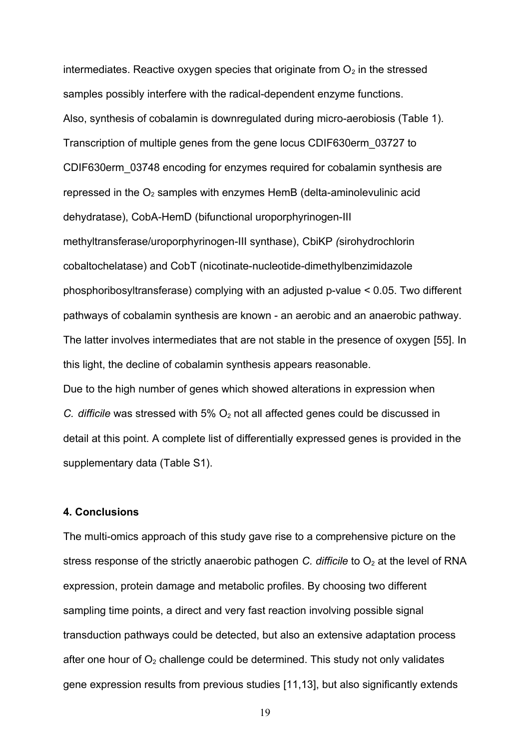intermediates. Reactive oxygen species that originate from $O_2$ in the stressed samples possibly interfere with the radical-dependent enzyme functions.

Also, synthesis of cobalamin is downregulated during micro-aerobiosis (Table 1). Transcription of multiple genes from the gene locus CDIF630erm_03727 to CDIF630erm_03748 encoding for enzymes required for cobalamin synthesis are repressed in the $O_2$ samples with enzymes HemB (delta-aminolevulinic acid dehydratase), CobA-HemD (bifunctional uroporphyrinogen-III methyltransferase/uroporphyrinogen-III synthase), CbiKP *(*sirohydrochlorin cobaltochelatase) and CobT (nicotinate-nucleotide-dimethylbenzimidazole phosphoribosyltransferase) complying with an adjusted p-value < 0.05. Two different pathways of cobalamin synthesis are known - an aerobic and an anaerobic pathway. The latter involves intermediates that are not stable in the presence of oxygen [55]. In this light, the decline of cobalamin synthesis appears reasonable.

Due to the high number of genes which showed alterations in expression when *C. difficile* was stressed with 5% $O_2$ not all affected genes could be discussed in detail at this point. A complete list of differentially expressed genes is provided in the supplementary data (Table S1).

## 4. Conclusions

The multi-omics approach of this study gave rise to a comprehensive picture on the stress response of the strictly anaerobic pathogen *C. difficile* to $O_2$ at the level of RNA expression, protein damage and metabolic profiles. By choosing two different sampling time points, a direct and very fast reaction involving possible signal transduction pathways could be detected, but also an extensive adaptation process after one hour of $O_2$ challenge could be determined. This study not only validates gene expression results from previous studies [11,13], but also significantly extends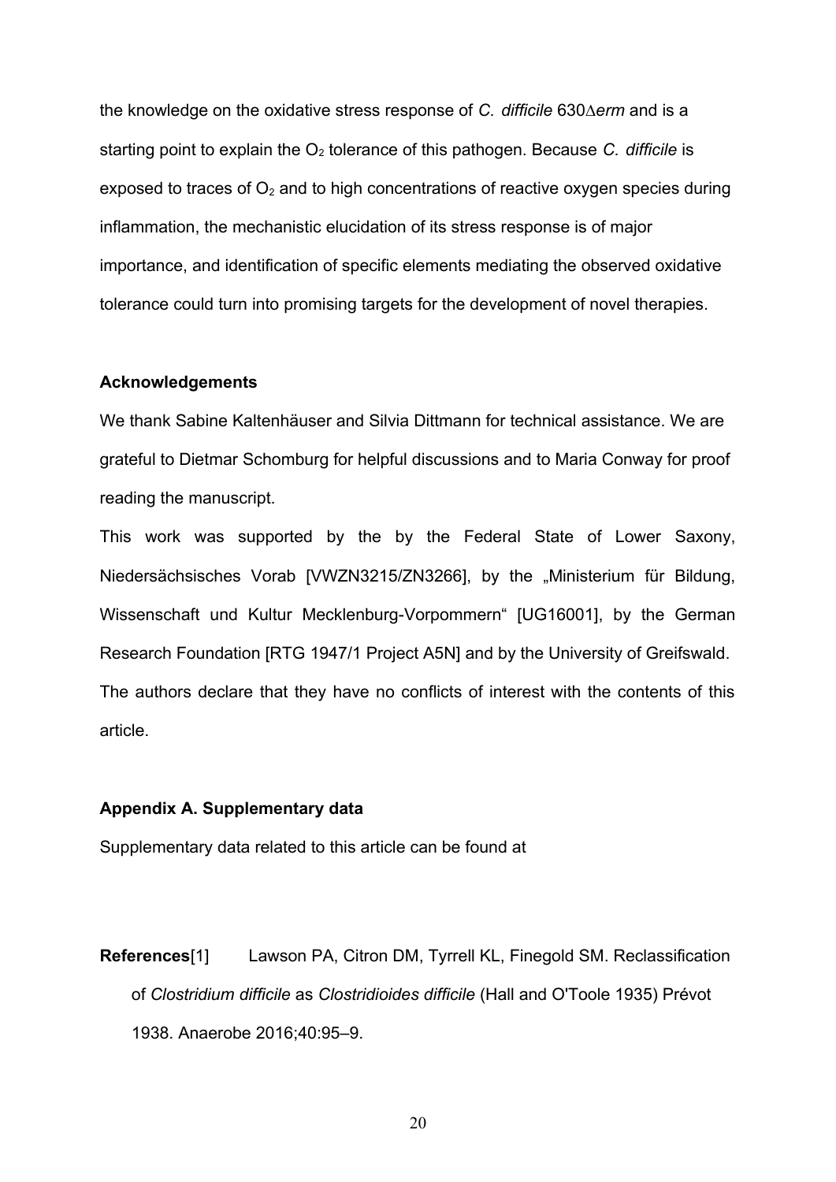the knowledge on the oxidative stress response of *C. difficile* 630Δ*erm* and is a starting point to explain the $O_2$ tolerance of this pathogen. Because *C. difficile* is exposed to traces of $O_2$ and to high concentrations of reactive oxygen species during inflammation, the mechanistic elucidation of its stress response is of major importance, and identification of specific elements mediating the observed oxidative tolerance could turn into promising targets for the development of novel therapies.

## Acknowledgements

We thank Sabine Kaltenhäuser and Silvia Dittmann for technical assistance. We are grateful to Dietmar Schomburg for helpful discussions and to Maria Conway for proof reading the manuscript.

This work was supported by the by the Federal State of Lower Saxony, Niedersächsisches Vorab [VWZN3215/ZN3266], by the „Ministerium für Bildung, Wissenschaft und Kultur Mecklenburg-Vorpommern" [UG16001], by the German Research Foundation [RTG 1947/1 Project A5N] and by the University of Greifswald. The authors declare that they have no conflicts of interest with the contents of this article.

## Appendix A. Supplementary data

Supplementary data related to this article can be found at

## References

[1] Lawson PA, Citron DM, Tyrrell KL, Finegold SM. Reclassification of *Clostridium difficile* as *Clostridioides difficile* (Hall and O'Toole 1935) Prévot 1938. Anaerobe 2016;40:95–9.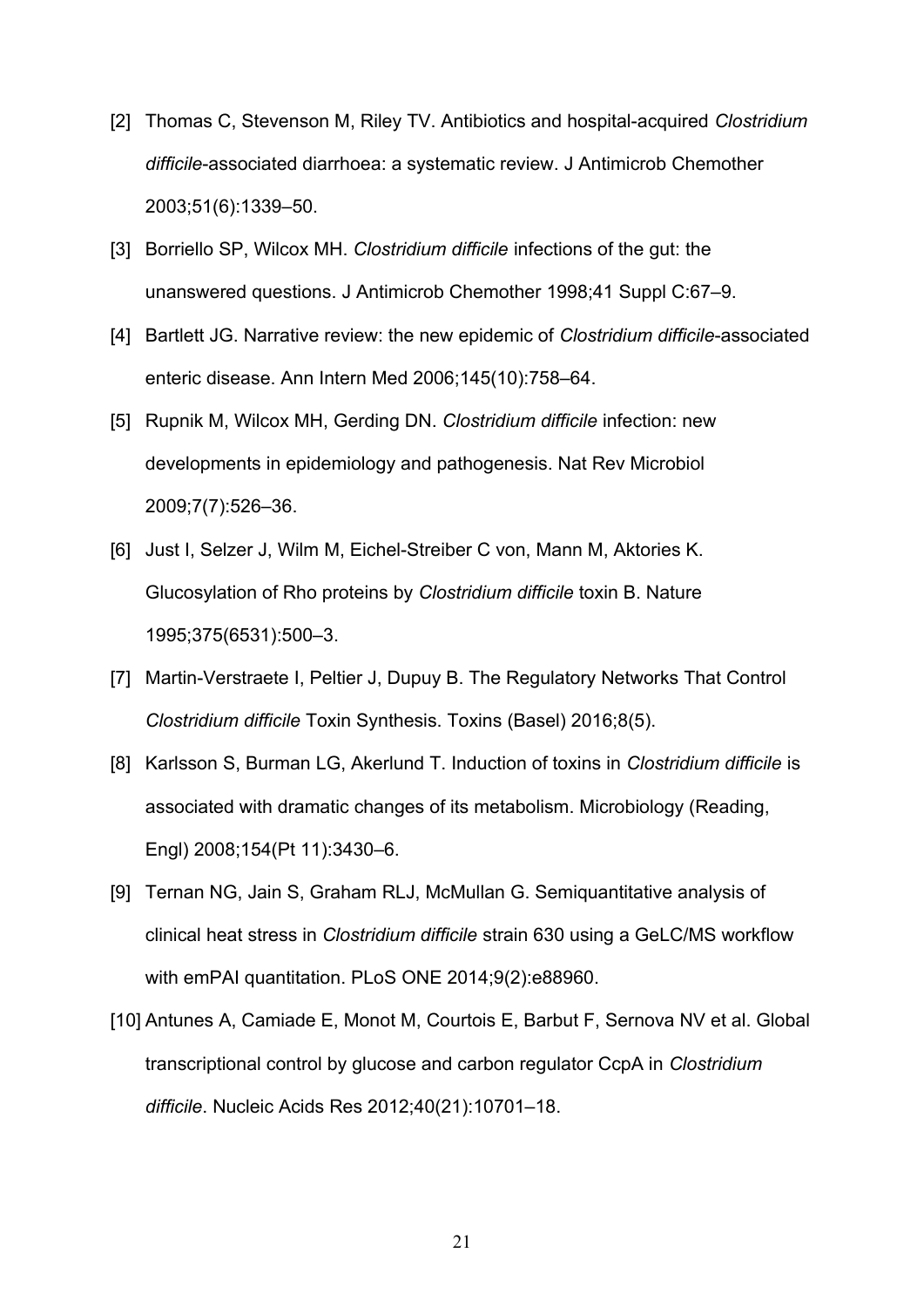[2] Thomas C, Stevenson M, Riley TV. Antibiotics and hospital-acquired *Clostridium difficile*-associated diarrhoea: a systematic review. J Antimicrob Chemother 2003;51(6):1339–50.

[3] Borriello SP, Wilcox MH. *Clostridium difficile* infections of the gut: the unanswered questions. J Antimicrob Chemother 1998;41 Suppl C:67–9.

[4] Bartlett JG. Narrative review: the new epidemic of *Clostridium difficile*-associated enteric disease. Ann Intern Med 2006;145(10):758–64.

[5] Rupnik M, Wilcox MH, Gerding DN. *Clostridium difficile* infection: new developments in epidemiology and pathogenesis. Nat Rev Microbiol 2009;7(7):526–36.

[6] Just I, Selzer J, Wilm M, Eichel-Streiber C von, Mann M, Aktories K. Glucosylation of Rho proteins by *Clostridium difficile* toxin B. Nature 1995;375(6531):500–3.

[7] Martin-Verstraete I, Peltier J, Dupuy B. The Regulatory Networks That Control *Clostridium difficile* Toxin Synthesis. Toxins (Basel) 2016;8(5).

[8] Karlsson S, Burman LG, Akerlund T. Induction of toxins in *Clostridium difficile* is associated with dramatic changes of its metabolism. Microbiology (Reading, Engl) 2008;154(Pt 11):3430–6.

[9] Ternan NG, Jain S, Graham RLJ, McMullan G. Semiquantitative analysis of clinical heat stress in *Clostridium difficile* strain 630 using a GeLC/MS workflow with emPAI quantitation. PLoS ONE 2014;9(2):e88960.

[10] Antunes A, Camiade E, Monot M, Courtois E, Barbut F, Sernova NV et al. Global transcriptional control by glucose and carbon regulator CcpA in *Clostridium difficile*. Nucleic Acids Res 2012;40(21):10701–18.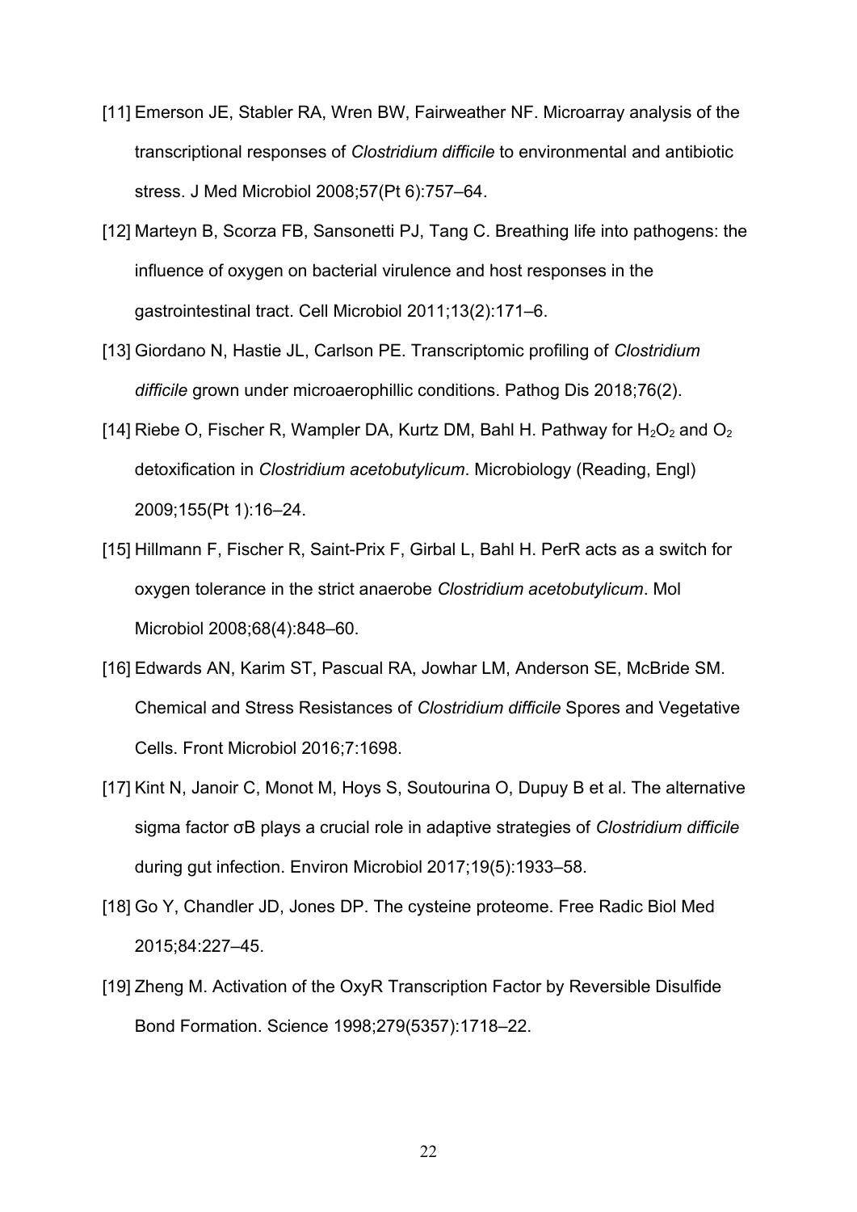[11] Emerson JE, Stabler RA, Wren BW, Fairweather NF. Microarray analysis of the transcriptional responses of *Clostridium difficile* to environmental and antibiotic stress. J Med Microbiol 2008;57(Pt 6):757–64.

[12] Marteyn B, Scorza FB, Sansonetti PJ, Tang C. Breathing life into pathogens: the influence of oxygen on bacterial virulence and host responses in the gastrointestinal tract. Cell Microbiol 2011;13(2):171–6.

[13] Giordano N, Hastie JL, Carlson PE. Transcriptomic profiling of *Clostridium difficile* grown under microaerophillic conditions. Pathog Dis 2018;76(2).

[14] Riebe O, Fischer R, Wampler DA, Kurtz DM, Bahl H. Pathway for $H_2O_2$ and $O_2$ detoxification in *Clostridium acetobutylicum*. Microbiology (Reading, Engl) 2009;155(Pt 1):16–24.

[15] Hillmann F, Fischer R, Saint-Prix F, Girbal L, Bahl H. PerR acts as a switch for oxygen tolerance in the strict anaerobe *Clostridium acetobutylicum*. Mol Microbiol 2008;68(4):848–60.

[16] Edwards AN, Karim ST, Pascual RA, Jowhar LM, Anderson SE, McBride SM. Chemical and Stress Resistances of *Clostridium difficile* Spores and Vegetative Cells. Front Microbiol 2016;7:1698.

[17] Kint N, Janoir C, Monot M, Hoys S, Soutourina O, Dupuy B et al. The alternative sigma factor σB plays a crucial role in adaptive strategies of *Clostridium difficile* during gut infection. Environ Microbiol 2017;19(5):1933–58.

[18] Go Y, Chandler JD, Jones DP. The cysteine proteome. Free Radic Biol Med 2015;84:227–45.

[19] Zheng M. Activation of the OxyR Transcription Factor by Reversible Disulfide Bond Formation. Science 1998;279(5357):1718–22.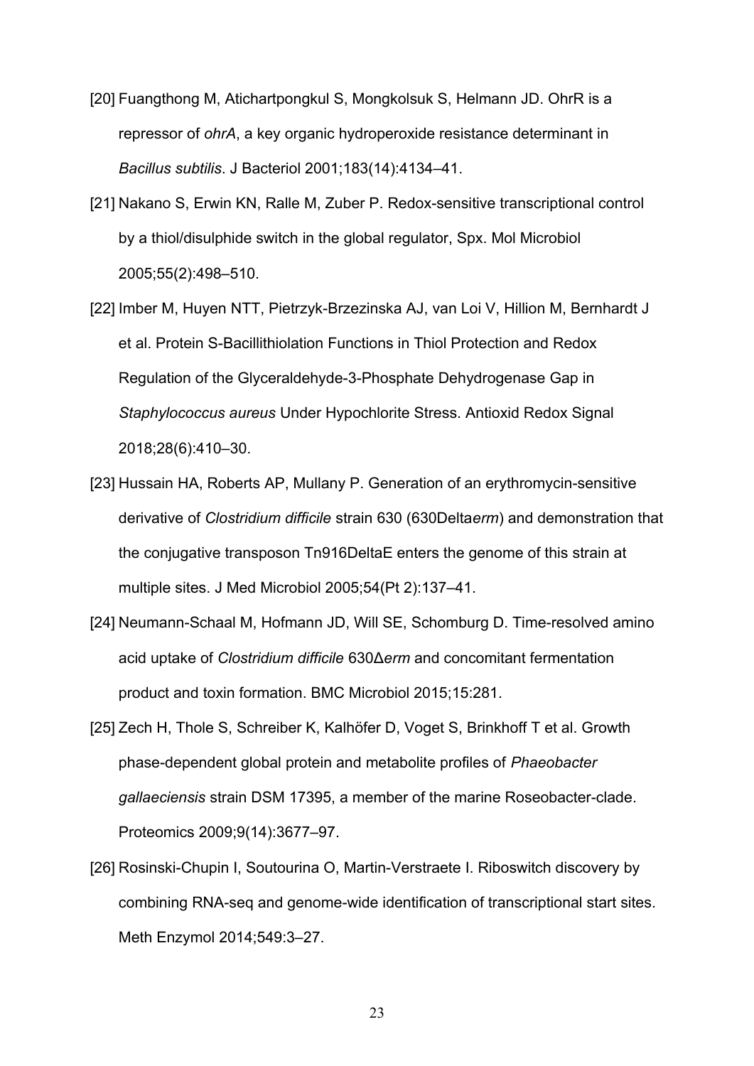[20] Fuangthong M, Atichartpongkul S, Mongkolsuk S, Helmann JD. OhrR is a repressor of *ohrA*, a key organic hydroperoxide resistance determinant in *Bacillus subtilis*. J Bacteriol 2001;183(14):4134–41.

[21] Nakano S, Erwin KN, Ralle M, Zuber P. Redox-sensitive transcriptional control by a thiol/disulphide switch in the global regulator, Spx. Mol Microbiol 2005;55(2):498–510.

[22] Imber M, Huyen NTT, Pietrzyk-Brzezinska AJ, van Loi V, Hillion M, Bernhardt J et al. Protein S-Bacillithiolation Functions in Thiol Protection and Redox Regulation of the Glyceraldehyde-3-Phosphate Dehydrogenase Gap in *Staphylococcus aureus* Under Hypochlorite Stress. Antioxid Redox Signal 2018;28(6):410–30.

[23] Hussain HA, Roberts AP, Mullany P. Generation of an erythromycin-sensitive derivative of *Clostridium difficile* strain 630 (630Delta*erm*) and demonstration that the conjugative transposon Tn916DeltaE enters the genome of this strain at multiple sites. J Med Microbiol 2005;54(Pt 2):137–41.

[24] Neumann-Schaal M, Hofmann JD, Will SE, Schomburg D. Time-resolved amino acid uptake of *Clostridium difficile* 630Δ*erm* and concomitant fermentation product and toxin formation. BMC Microbiol 2015;15:281.

[25] Zech H, Thole S, Schreiber K, Kalhöfer D, Voget S, Brinkhoff T et al. Growth phase-dependent global protein and metabolite profiles of *Phaeobacter gallaeciensis* strain DSM 17395, a member of the marine Roseobacter-clade. Proteomics 2009;9(14):3677–97.

[26] Rosinski-Chupin I, Soutourina O, Martin-Verstraete I. Riboswitch discovery by combining RNA-seq and genome-wide identification of transcriptional start sites. Meth Enzymol 2014;549:3–27.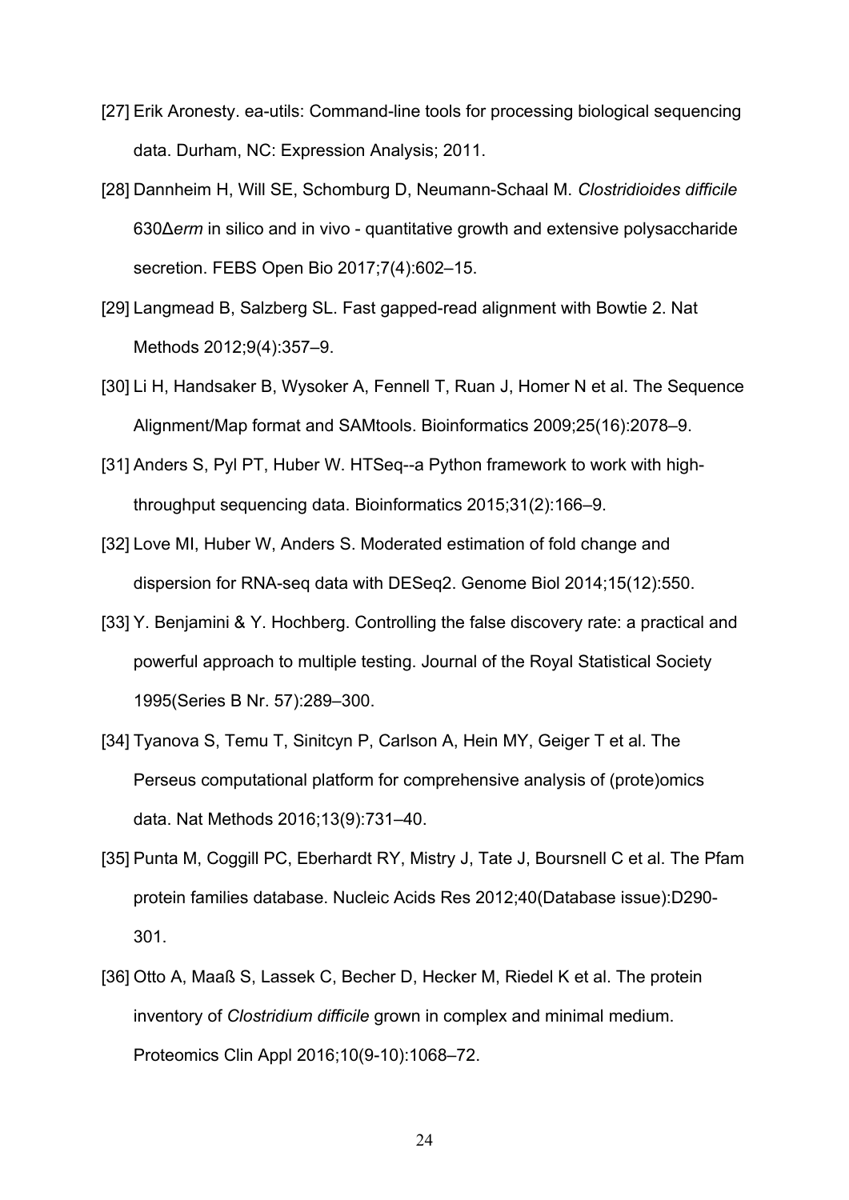[27] Erik Aronesty. ea-utils: Command-line tools for processing biological sequencing data. Durham, NC: Expression Analysis; 2011.

[28] Dannheim H, Will SE, Schomburg D, Neumann-Schaal M. *Clostridioides difficile* 630Δ*erm* in silico and in vivo - quantitative growth and extensive polysaccharide secretion. FEBS Open Bio 2017;7(4):602–15.

[29] Langmead B, Salzberg SL. Fast gapped-read alignment with Bowtie 2. Nat Methods 2012;9(4):357–9.

[30] Li H, Handsaker B, Wysoker A, Fennell T, Ruan J, Homer N et al. The Sequence Alignment/Map format and SAMtools. Bioinformatics 2009;25(16):2078–9.

[31] Anders S, Pyl PT, Huber W. HTSeq--a Python framework to work with high-throughput sequencing data. Bioinformatics 2015;31(2):166–9.

[32] Love MI, Huber W, Anders S. Moderated estimation of fold change and dispersion for RNA-seq data with DESeq2. Genome Biol 2014;15(12):550.

[33] Y. Benjamini & Y. Hochberg. Controlling the false discovery rate: a practical and powerful approach to multiple testing. Journal of the Royal Statistical Society 1995(Series B Nr. 57):289–300.

[34] Tyanova S, Temu T, Sinitcyn P, Carlson A, Hein MY, Geiger T et al. The Perseus computational platform for comprehensive analysis of (prote)omics data. Nat Methods 2016;13(9):731–40.

[35] Punta M, Coggill PC, Eberhardt RY, Mistry J, Tate J, Boursnell C et al. The Pfam protein families database. Nucleic Acids Res 2012;40(Database issue):D290-301.

[36] Otto A, Maaß S, Lassek C, Becher D, Hecker M, Riedel K et al. The protein inventory of *Clostridium difficile* grown in complex and minimal medium. Proteomics Clin Appl 2016;10(9-10):1068–72.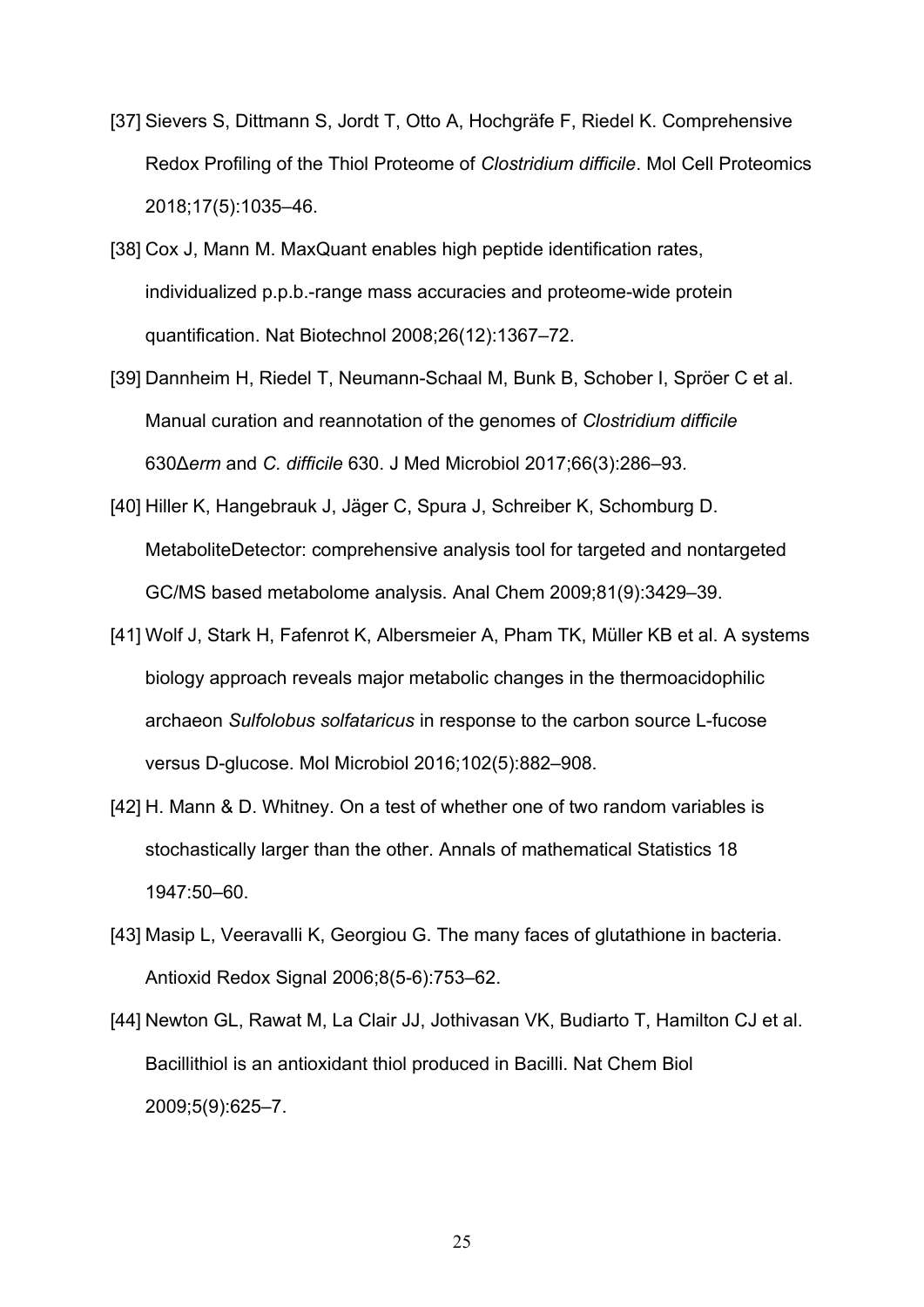[37] Sievers S, Dittmann S, Jordt T, Otto A, Hochgräfe F, Riedel K. Comprehensive Redox Profiling of the Thiol Proteome of *Clostridium difficile*. Mol Cell Proteomics 2018;17(5):1035–46.

[38] Cox J, Mann M. MaxQuant enables high peptide identification rates, individualized p.p.b.-range mass accuracies and proteome-wide protein quantification. Nat Biotechnol 2008;26(12):1367–72.

[39] Dannheim H, Riedel T, Neumann-Schaal M, Bunk B, Schober I, Spröer C et al. Manual curation and reannotation of the genomes of *Clostridium difficile* 630Δ*erm* and *C. difficile* 630. J Med Microbiol 2017;66(3):286–93.

[40] Hiller K, Hangebrauk J, Jäger C, Spura J, Schreiber K, Schomburg D. MetaboliteDetector: comprehensive analysis tool for targeted and nontargeted GC/MS based metabolome analysis. Anal Chem 2009;81(9):3429–39.

[41] Wolf J, Stark H, Fafenrot K, Albersmeier A, Pham TK, Müller KB et al. A systems biology approach reveals major metabolic changes in the thermoacidophilic archaeon *Sulfolobus solfataricus* in response to the carbon source L-fucose versus D-glucose. Mol Microbiol 2016;102(5):882–908.

[42] H. Mann & D. Whitney. On a test of whether one of two random variables is stochastically larger than the other. Annals of mathematical Statistics 18 1947:50–60.

[43] Masip L, Veeravalli K, Georgiou G. The many faces of glutathione in bacteria. Antioxid Redox Signal 2006;8(5-6):753–62.

[44] Newton GL, Rawat M, La Clair JJ, Jothivasan VK, Budiarto T, Hamilton CJ et al. Bacillithiol is an antioxidant thiol produced in Bacilli. Nat Chem Biol 2009;5(9):625–7.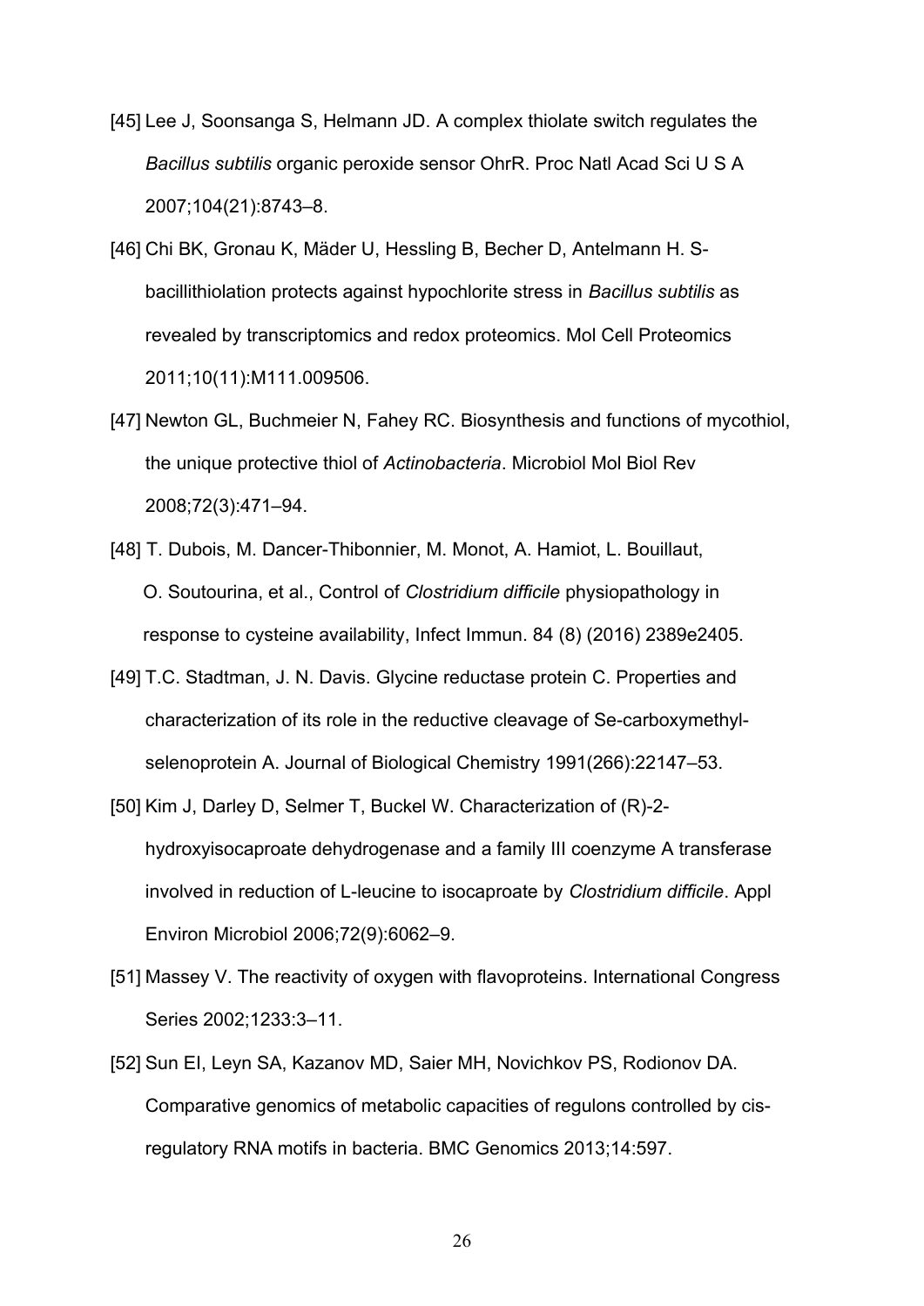[45] Lee J, Soonsanga S, Helmann JD. A complex thiolate switch regulates the *Bacillus subtilis* organic peroxide sensor OhrR. Proc Natl Acad Sci U S A 2007;104(21):8743–8.

[46] Chi BK, Gronau K, Mäder U, Hessling B, Becher D, Antelmann H. S-bacillithiolation protects against hypochlorite stress in *Bacillus subtilis* as revealed by transcriptomics and redox proteomics. Mol Cell Proteomics 2011;10(11):M111.009506.

[47] Newton GL, Buchmeier N, Fahey RC. Biosynthesis and functions of mycothiol, the unique protective thiol of *Actinobacteria*. Microbiol Mol Biol Rev 2008;72(3):471–94.

[48] T. Dubois, M. Dancer-Thibonnier, M. Monot, A. Hamiot, L. Bouillaut, O. Soutourina, et al., Control of *Clostridium difficile* physiopathology in response to cysteine availability, Infect Immun. 84 (8) (2016) 2389e2405.

[49] T.C. Stadtman, J. N. Davis. Glycine reductase protein C. Properties and characterization of its role in the reductive cleavage of Se-carboxymethyl-selenoprotein A. Journal of Biological Chemistry 1991(266):22147–53.

[50] Kim J, Darley D, Selmer T, Buckel W. Characterization of (R)-2-hydroxyisocaproate dehydrogenase and a family III coenzyme A transferase involved in reduction of L-leucine to isocaproate by *Clostridium difficile*. Appl Environ Microbiol 2006;72(9):6062–9.

[51] Massey V. The reactivity of oxygen with flavoproteins. International Congress Series 2002;1233:3–11.

[52] Sun EI, Leyn SA, Kazanov MD, Saier MH, Novichkov PS, Rodionov DA. Comparative genomics of metabolic capacities of regulons controlled by cis-regulatory RNA motifs in bacteria. BMC Genomics 2013;14:597.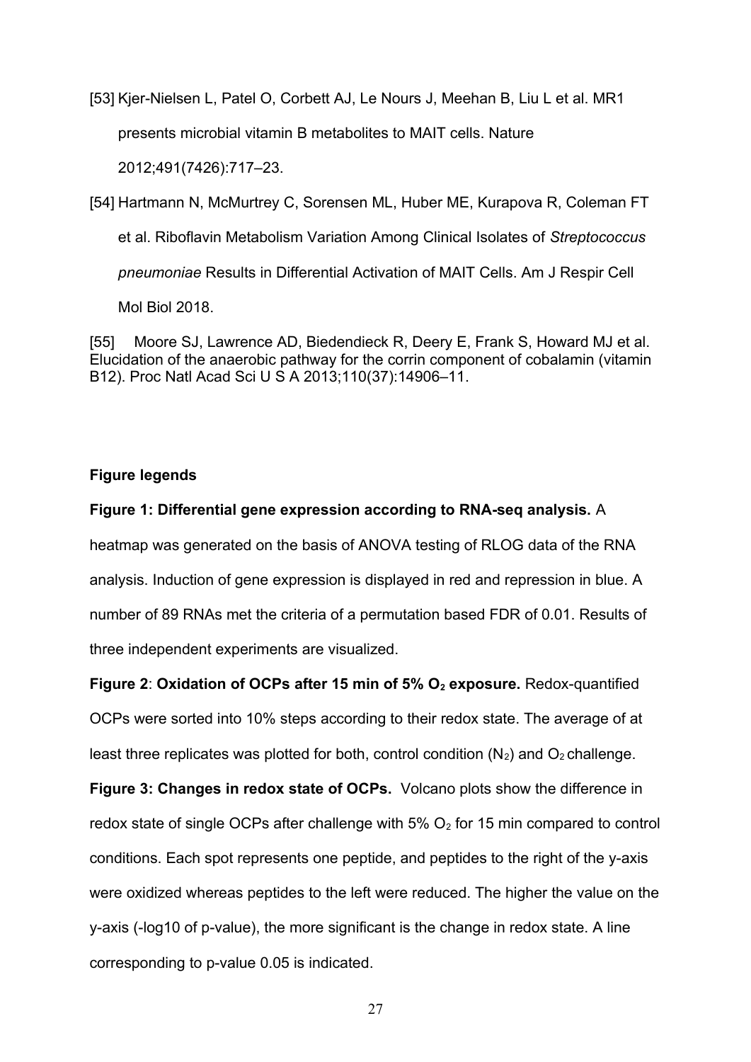[53] Kjer-Nielsen L, Patel O, Corbett AJ, Le Nours J, Meehan B, Liu L et al. MR1 presents microbial vitamin B metabolites to MAIT cells. Nature 2012;491(7426):717–23.

[54] Hartmann N, McMurtrey C, Sorensen ML, Huber ME, Kurapova R, Coleman FT et al. Riboflavin Metabolism Variation Among Clinical Isolates of *Streptococcus pneumoniae* Results in Differential Activation of MAIT Cells. Am J Respir Cell Mol Biol 2018.

[55] Moore SJ, Lawrence AD, Biedendieck R, Deery E, Frank S, Howard MJ et al. Elucidation of the anaerobic pathway for the corrin component of cobalamin (vitamin B12). Proc Natl Acad Sci U S A 2013;110(37):14906–11.

## Figure legends

**Figure 1: Differential gene expression according to RNA-seq analysis.** A heatmap was generated on the basis of ANOVA testing of RLOG data of the RNA analysis. Induction of gene expression is displayed in red and repression in blue. A number of 89 RNAs met the criteria of a permutation based FDR of 0.01. Results of three independent experiments are visualized.

**Figure 2**: **Oxidation of OCPs after 15 min of 5% $O_2$ exposure.** Redox-quantified OCPs were sorted into 10% steps according to their redox state. The average of at least three replicates was plotted for both, control condition ($N_2$) and $O_2$ challenge.

**Figure 3: Changes in redox state of OCPs.** Volcano plots show the difference in redox state of single OCPs after challenge with 5% $O_2$ for 15 min compared to control conditions. Each spot represents one peptide, and peptides to the right of the y-axis were oxidized whereas peptides to the left were reduced. The higher the value on the y-axis (-log10 of p-value), the more significant is the change in redox state. A line corresponding to p-value 0.05 is indicated.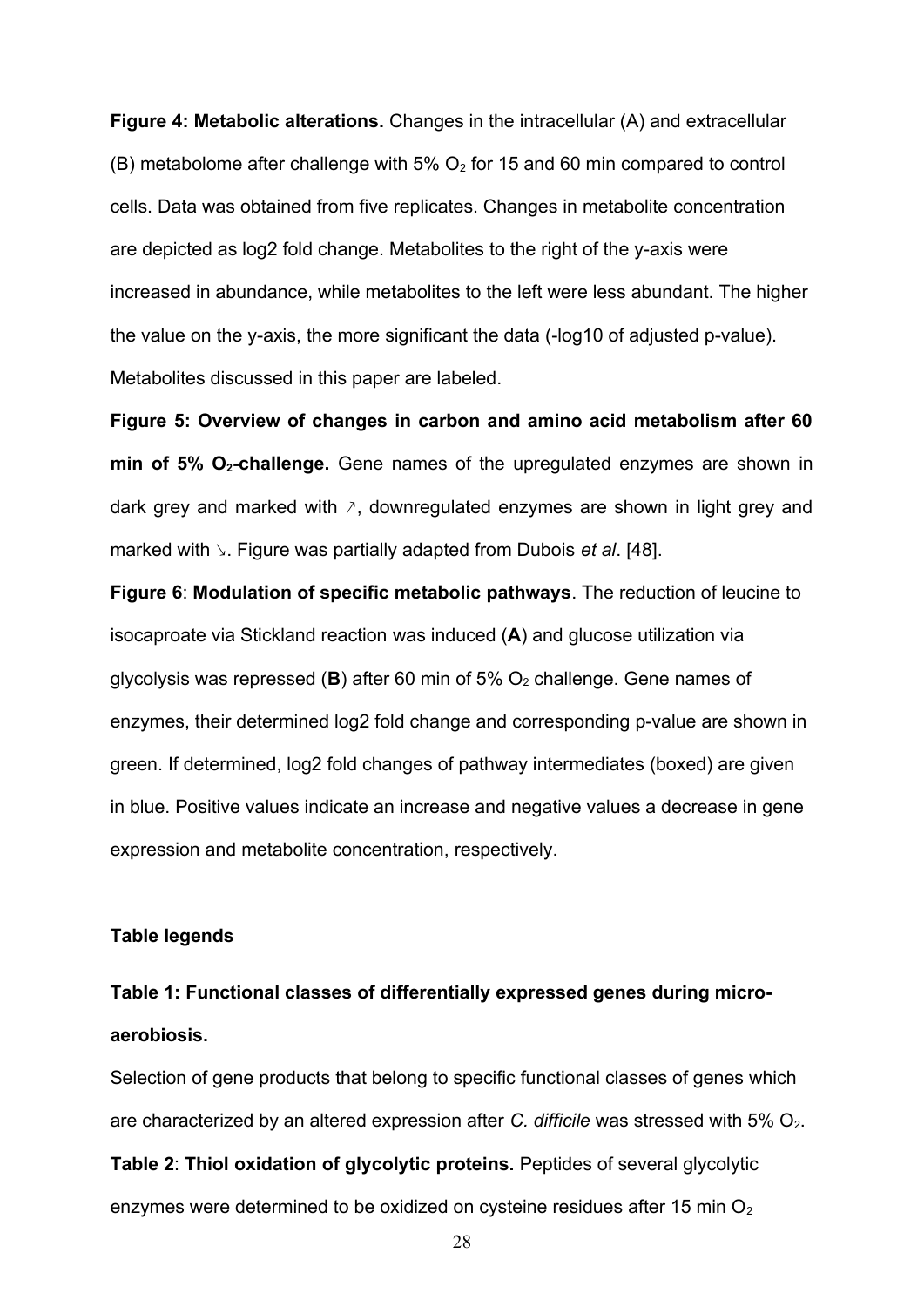**Figure 4: Metabolic alterations.** Changes in the intracellular (A) and extracellular (B) metabolome after challenge with 5% $O_2$ for 15 and 60 min compared to control cells. Data was obtained from five replicates. Changes in metabolite concentration are depicted as log2 fold change. Metabolites to the right of the y-axis were increased in abundance, while metabolites to the left were less abundant. The higher the value on the y-axis, the more significant the data (-log10 of adjusted p-value). Metabolites discussed in this paper are labeled.

**Figure 5: Overview of changes in carbon and amino acid metabolism after 60 min of 5% $O_2$-challenge.** Gene names of the upregulated enzymes are shown in dark grey and marked with ↗, downregulated enzymes are shown in light grey and marked with ↘. Figure was partially adapted from Dubois *et al*. [48].

**Figure 6**: **Modulation of specific metabolic pathways**. The reduction of leucine to isocaproate via Stickland reaction was induced (**A**) and glucose utilization via glycolysis was repressed (**B**) after 60 min of 5% $O_2$ challenge. Gene names of enzymes, their determined log2 fold change and corresponding p-value are shown in green. If determined, log2 fold changes of pathway intermediates (boxed) are given in blue. Positive values indicate an increase and negative values a decrease in gene expression and metabolite concentration, respectively.

## Table legends

**Table 1: Functional classes of differentially expressed genes during micro-aerobiosis.**

Selection of gene products that belong to specific functional classes of genes which are characterized by an altered expression after *C. difficile* was stressed with 5% $O_2$.

**Table 2**: **Thiol oxidation of glycolytic proteins.** Peptides of several glycolytic enzymes were determined to be oxidized on cysteine residues after 15 min $O_2$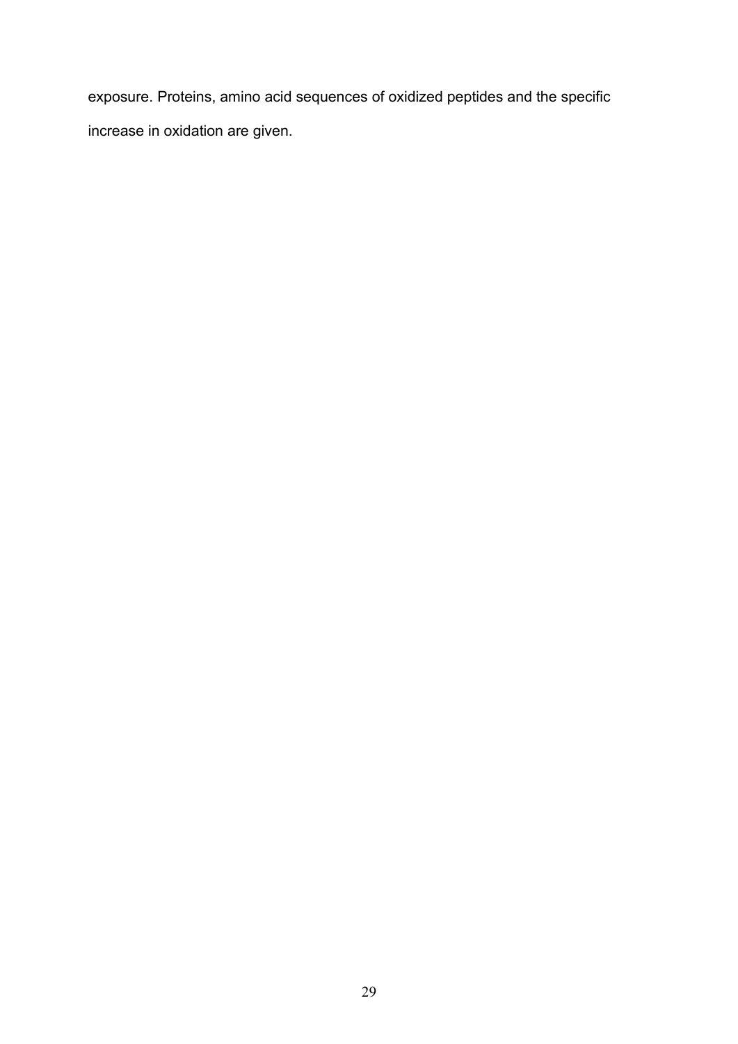exposure. Proteins, amino acid sequences of oxidized peptides and the specific increase in oxidation are given.